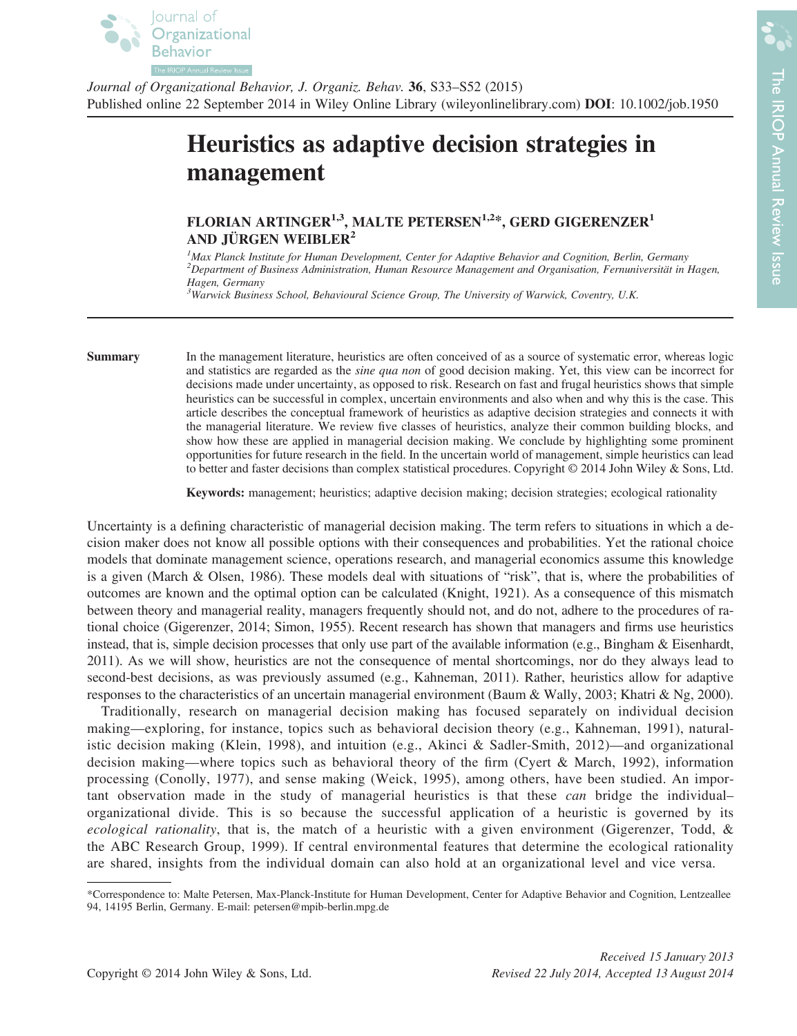# Heuristics as adaptive decision strategies in management

**FLORIAN ARTINGER[1,3], MALTE PETERSEN[1,2]*, GERD GIGERENZER[1] AND JÜRGEN WEIBLER[2]**

[1] *Max Planck Institute for Human Development, Center for Adaptive Behavior and Cognition, Berlin, Germany*
[2] *Department of Business Administration, Human Resource Management and Organisation, Fernuniversität in Hagen, Hagen, Germany*
[3] *Warwick Business School, Behavioural Science Group, The University of Warwick, Coventry, U.K.*

**Summary**

In the management literature, heuristics are often conceived of as a source of systematic error, whereas logic and statistics are regarded as the *sine qua non* of good decision making. Yet, this view can be incorrect for decisions made under uncertainty, as opposed to risk. Research on fast and frugal heuristics shows that simple heuristics can be successful in complex, uncertain environments and also when and why this is the case. This article describes the conceptual framework of heuristics as adaptive decision strategies and connects it with the managerial literature. We review five classes of heuristics, analyze their common building blocks, and show how these are applied in managerial decision making. We conclude by highlighting some prominent opportunities for future research in the field. In the uncertain world of management, simple heuristics can lead to better and faster decisions than complex statistical procedures. Copyright © 2014 John Wiley & Sons, Ltd.

**Keywords:** management; heuristics; adaptive decision making; decision strategies; ecological rationality

Uncertainty is a defining characteristic of managerial decision making. The term refers to situations in which a decision maker does not know all possible options with their consequences and probabilities. Yet the rational choice models that dominate management science, operations research, and managerial economics assume this knowledge is a given (March & Olsen, 1986). These models deal with situations of "risk", that is, where the probabilities of outcomes are known and the optimal option can be calculated (Knight, 1921). As a consequence of this mismatch between theory and managerial reality, managers frequently should not, and do not, adhere to the procedures of rational choice (Gigerenzer, 2014; Simon, 1955). Recent research has shown that managers and firms use heuristics instead, that is, simple decision processes that only use part of the available information (e.g., Bingham & Eisenhardt, 2011). As we will show, heuristics are not the consequence of mental shortcomings, nor do they always lead to second-best decisions, as was previously assumed (e.g., Kahneman, 2011). Rather, heuristics allow for adaptive responses to the characteristics of an uncertain managerial environment (Baum & Wally, 2003; Khatri & Ng, 2000).

Traditionally, research on managerial decision making has focused separately on individual decision making—exploring, for instance, topics such as behavioral decision theory (e.g., Kahneman, 1991), naturalistic decision making (Klein, 1998), and intuition (e.g., Akinci & Sadler-Smith, 2012)—and organizational decision making—where topics such as behavioral theory of the firm (Cyert & March, 1992), information processing (Conolly, 1977), and sense making (Weick, 1995), among others, have been studied. An important observation made in the study of managerial heuristics is that these *can* bridge the individual–organizational divide. This is so because the successful application of a heuristic is governed by its *ecological rationality*, that is, the match of a heuristic with a given environment (Gigerenzer, Todd, & the ABC Research Group, 1999). If central environmental features that determine the ecological rationality are shared, insights from the individual domain can also hold at an organizational level and vice versa.

*Correspondence to: Malte Petersen, Max-Planck-Institute for Human Development, Center for Adaptive Behavior and Cognition, Lentzeallee 94, 14195 Berlin, Germany. E-mail: petersen@mpib-berlin.mpg.de

*Received 15 January 2013*
*Revised 22 July 2014, Accepted 13 August 2014*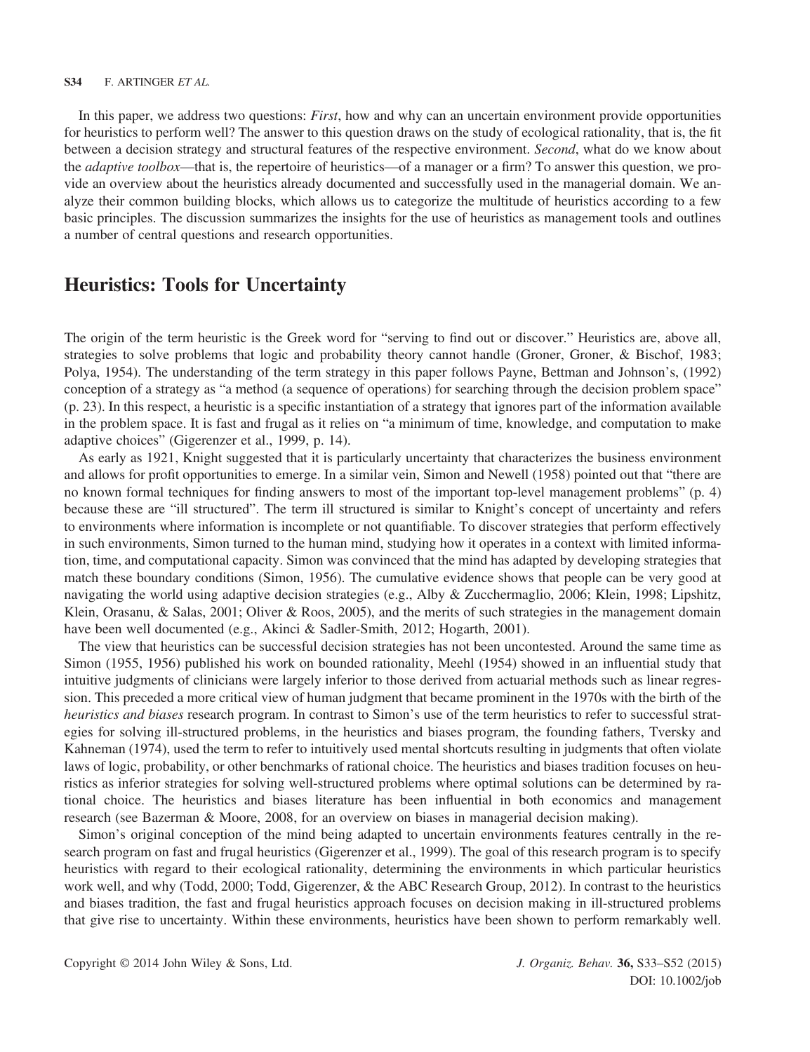In this paper, we address two questions: *First*, how and why can an uncertain environment provide opportunities for heuristics to perform well? The answer to this question draws on the study of ecological rationality, that is, the fit between a decision strategy and structural features of the respective environment. *Second*, what do we know about the *adaptive toolbox*—that is, the repertoire of heuristics—of a manager or a firm? To answer this question, we provide an overview about the heuristics already documented and successfully used in the managerial domain. We analyze their common building blocks, which allows us to categorize the multitude of heuristics according to a few basic principles. The discussion summarizes the insights for the use of heuristics as management tools and outlines a number of central questions and research opportunities.

## Heuristics: Tools for Uncertainty

The origin of the term heuristic is the Greek word for "serving to find out or discover." Heuristics are, above all, strategies to solve problems that logic and probability theory cannot handle (Groner, Groner, & Bischof, 1983; Polya, 1954). The understanding of the term strategy in this paper follows Payne, Bettman and Johnson's, (1992) conception of a strategy as "a method (a sequence of operations) for searching through the decision problem space" (p. 23). In this respect, a heuristic is a specific instantiation of a strategy that ignores part of the information available in the problem space. It is fast and frugal as it relies on "a minimum of time, knowledge, and computation to make adaptive choices" (Gigerenzer et al., 1999, p. 14).

As early as 1921, Knight suggested that it is particularly uncertainty that characterizes the business environment and allows for profit opportunities to emerge. In a similar vein, Simon and Newell (1958) pointed out that "there are no known formal techniques for finding answers to most of the important top-level management problems" (p. 4) because these are "ill structured". The term ill structured is similar to Knight's concept of uncertainty and refers to environments where information is incomplete or not quantifiable. To discover strategies that perform effectively in such environments, Simon turned to the human mind, studying how it operates in a context with limited information, time, and computational capacity. Simon was convinced that the mind has adapted by developing strategies that match these boundary conditions (Simon, 1956). The cumulative evidence shows that people can be very good at navigating the world using adaptive decision strategies (e.g., Alby & Zucchermaglio, 2006; Klein, 1998; Lipshitz, Klein, Orasanu, & Salas, 2001; Oliver & Roos, 2005), and the merits of such strategies in the management domain have been well documented (e.g., Akinci & Sadler-Smith, 2012; Hogarth, 2001).

The view that heuristics can be successful decision strategies has not been uncontested. Around the same time as Simon (1955, 1956) published his work on bounded rationality, Meehl (1954) showed in an influential study that intuitive judgments of clinicians were largely inferior to those derived from actuarial methods such as linear regression. This preceded a more critical view of human judgment that became prominent in the 1970s with the birth of the *heuristics and biases* research program. In contrast to Simon's use of the term heuristics to refer to successful strategies for solving ill-structured problems, in the heuristics and biases program, the founding fathers, Tversky and Kahneman (1974), used the term to refer to intuitively used mental shortcuts resulting in judgments that often violate laws of logic, probability, or other benchmarks of rational choice. The heuristics and biases tradition focuses on heuristics as inferior strategies for solving well-structured problems where optimal solutions can be determined by rational choice. The heuristics and biases literature has been influential in both economics and management research (see Bazerman & Moore, 2008, for an overview on biases in managerial decision making).

Simon's original conception of the mind being adapted to uncertain environments features centrally in the research program on fast and frugal heuristics (Gigerenzer et al., 1999). The goal of this research program is to specify heuristics with regard to their ecological rationality, determining the environments in which particular heuristics work well, and why (Todd, 2000; Todd, Gigerenzer, & the ABC Research Group, 2012). In contrast to the heuristics and biases tradition, the fast and frugal heuristics approach focuses on decision making in ill-structured problems that give rise to uncertainty. Within these environments, heuristics have been shown to perform remarkably well.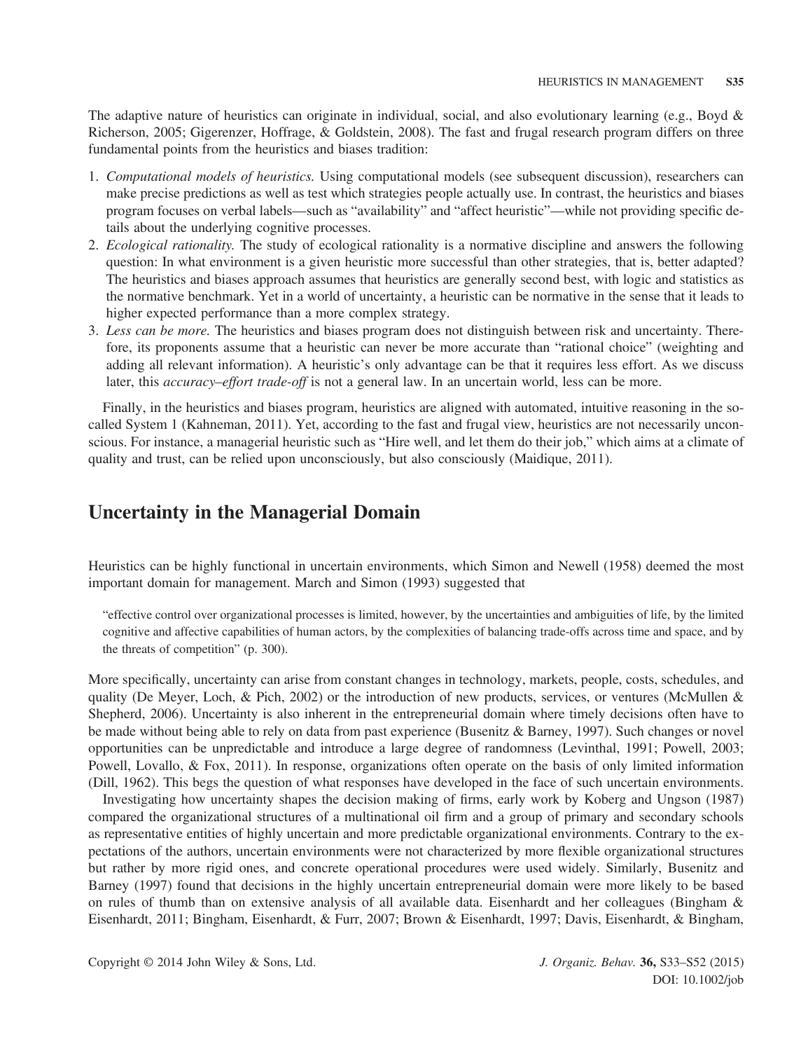The adaptive nature of heuristics can originate in individual, social, and also evolutionary learning (e.g., Boyd & Richerson, 2005; Gigerenzer, Hoffrage, & Goldstein, 2008). The fast and frugal research program differs on three fundamental points from the heuristics and biases tradition:

1. *Computational models of heuristics.* Using computational models (see subsequent discussion), researchers can make precise predictions as well as test which strategies people actually use. In contrast, the heuristics and biases program focuses on verbal labels—such as "availability" and "affect heuristic"—while not providing specific details about the underlying cognitive processes.
2. *Ecological rationality.* The study of ecological rationality is a normative discipline and answers the following question: In what environment is a given heuristic more successful than other strategies, that is, better adapted? The heuristics and biases approach assumes that heuristics are generally second best, with logic and statistics as the normative benchmark. Yet in a world of uncertainty, a heuristic can be normative in the sense that it leads to higher expected performance than a more complex strategy.
3. *Less can be more.* The heuristics and biases program does not distinguish between risk and uncertainty. Therefore, its proponents assume that a heuristic can never be more accurate than "rational choice" (weighting and adding all relevant information). A heuristic's only advantage can be that it requires less effort. As we discuss later, this *accuracy–effort trade-off* is not a general law. In an uncertain world, less can be more.

Finally, in the heuristics and biases program, heuristics are aligned with automated, intuitive reasoning in the so-called System 1 (Kahneman, 2011). Yet, according to the fast and frugal view, heuristics are not necessarily unconscious. For instance, a managerial heuristic such as "Hire well, and let them do their job," which aims at a climate of quality and trust, can be relied upon unconsciously, but also consciously (Maidique, 2011).

## Uncertainty in the Managerial Domain

Heuristics can be highly functional in uncertain environments, which Simon and Newell (1958) deemed the most important domain for management. March and Simon (1993) suggested that

> "effective control over organizational processes is limited, however, by the uncertainties and ambiguities of life, by the limited cognitive and affective capabilities of human actors, by the complexities of balancing trade-offs across time and space, and by the threats of competition" (p. 300).

More specifically, uncertainty can arise from constant changes in technology, markets, people, costs, schedules, and quality (De Meyer, Loch, & Pich, 2002) or the introduction of new products, services, or ventures (McMullen & Shepherd, 2006). Uncertainty is also inherent in the entrepreneurial domain where timely decisions often have to be made without being able to rely on data from past experience (Busenitz & Barney, 1997). Such changes or novel opportunities can be unpredictable and introduce a large degree of randomness (Levinthal, 1991; Powell, 2003; Powell, Lovallo, & Fox, 2011). In response, organizations often operate on the basis of only limited information (Dill, 1962). This begs the question of what responses have developed in the face of such uncertain environments.

Investigating how uncertainty shapes the decision making of firms, early work by Koberg and Ungson (1987) compared the organizational structures of a multinational oil firm and a group of primary and secondary schools as representative entities of highly uncertain and more predictable organizational environments. Contrary to the expectations of the authors, uncertain environments were not characterized by more flexible organizational structures but rather by more rigid ones, and concrete operational procedures were used widely. Similarly, Busenitz and Barney (1997) found that decisions in the highly uncertain entrepreneurial domain were more likely to be based on rules of thumb than on extensive analysis of all available data. Eisenhardt and her colleagues (Bingham & Eisenhardt, 2011; Bingham, Eisenhardt, & Furr, 2007; Brown & Eisenhardt, 1997; Davis, Eisenhardt, & Bingham,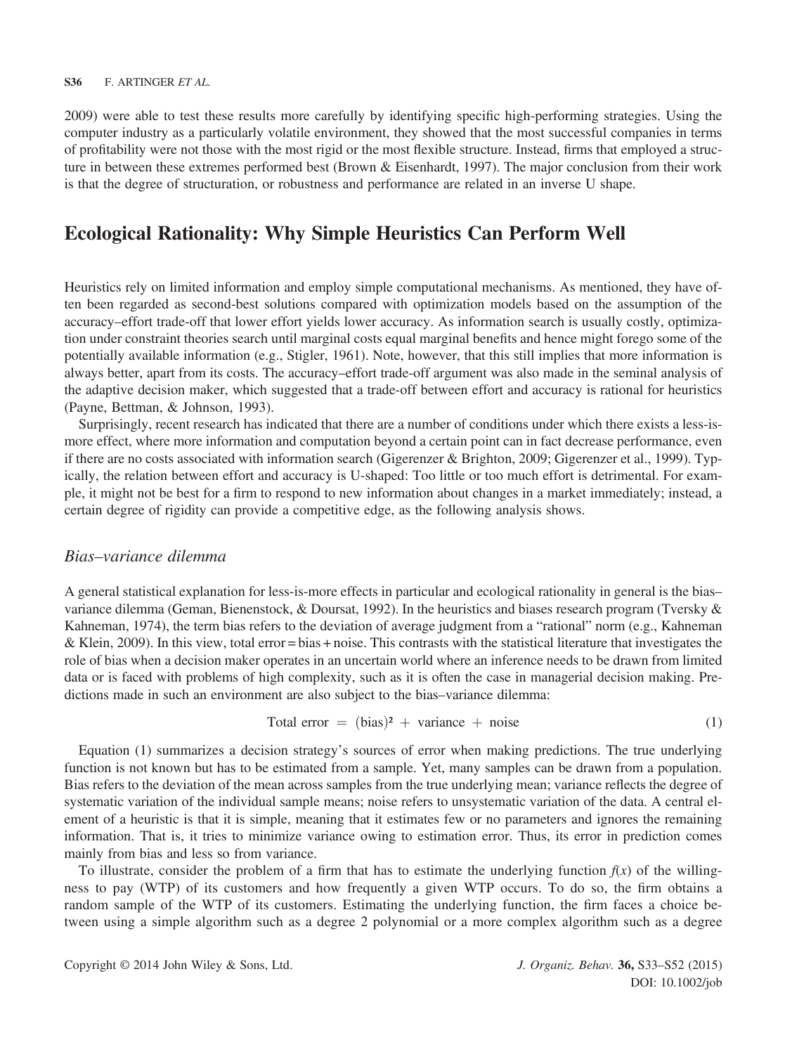2009) were able to test these results more carefully by identifying specific high-performing strategies. Using the computer industry as a particularly volatile environment, they showed that the most successful companies in terms of profitability were not those with the most rigid or the most flexible structure. Instead, firms that employed a structure in between these extremes performed best (Brown & Eisenhardt, 1997). The major conclusion from their work is that the degree of structuration, or robustness and performance are related in an inverse U shape.

## Ecological Rationality: Why Simple Heuristics Can Perform Well

Heuristics rely on limited information and employ simple computational mechanisms. As mentioned, they have often been regarded as second-best solutions compared with optimization models based on the assumption of the accuracy–effort trade-off that lower effort yields lower accuracy. As information search is usually costly, optimization under constraint theories search until marginal costs equal marginal benefits and hence might forego some of the potentially available information (e.g., Stigler, 1961). Note, however, that this still implies that more information is always better, apart from its costs. The accuracy–effort trade-off argument was also made in the seminal analysis of the adaptive decision maker, which suggested that a trade-off between effort and accuracy is rational for heuristics (Payne, Bettman, & Johnson, 1993).

Surprisingly, recent research has indicated that there are a number of conditions under which there exists a less-is-more effect, where more information and computation beyond a certain point can in fact decrease performance, even if there are no costs associated with information search (Gigerenzer & Brighton, 2009; Gigerenzer et al., 1999). Typically, the relation between effort and accuracy is U-shaped: Too little or too much effort is detrimental. For example, it might not be best for a firm to respond to new information about changes in a market immediately; instead, a certain degree of rigidity can provide a competitive edge, as the following analysis shows.

### *Bias–variance dilemma*

A general statistical explanation for less-is-more effects in particular and ecological rationality in general is the bias–variance dilemma (Geman, Bienenstock, & Doursat, 1992). In the heuristics and biases research program (Tversky & Kahneman, 1974), the term bias refers to the deviation of average judgment from a "rational" norm (e.g., Kahneman & Klein, 2009). In this view, total error = bias + noise. This contrasts with the statistical literature that investigates the role of bias when a decision maker operates in an uncertain world where an inference needs to be drawn from limited data or is faced with problems of high complexity, such as it is often the case in managerial decision making. Predictions made in such an environment are also subject to the bias–variance dilemma:

$$\text{Total error} = (\text{bias})^2 + \text{variance} + \text{noise} \tag{1}$$

Equation (1) summarizes a decision strategy's sources of error when making predictions. The true underlying function is not known but has to be estimated from a sample. Yet, many samples can be drawn from a population. Bias refers to the deviation of the mean across samples from the true underlying mean; variance reflects the degree of systematic variation of the individual sample means; noise refers to unsystematic variation of the data. A central element of a heuristic is that it is simple, meaning that it estimates few or no parameters and ignores the remaining information. That is, it tries to minimize variance owing to estimation error. Thus, its error in prediction comes mainly from bias and less so from variance.

To illustrate, consider the problem of a firm that has to estimate the underlying function $f(x)$ of the willingness to pay (WTP) of its customers and how frequently a given WTP occurs. To do so, the firm obtains a random sample of the WTP of its customers. Estimating the underlying function, the firm faces a choice between using a simple algorithm such as a degree 2 polynomial or a more complex algorithm such as a degree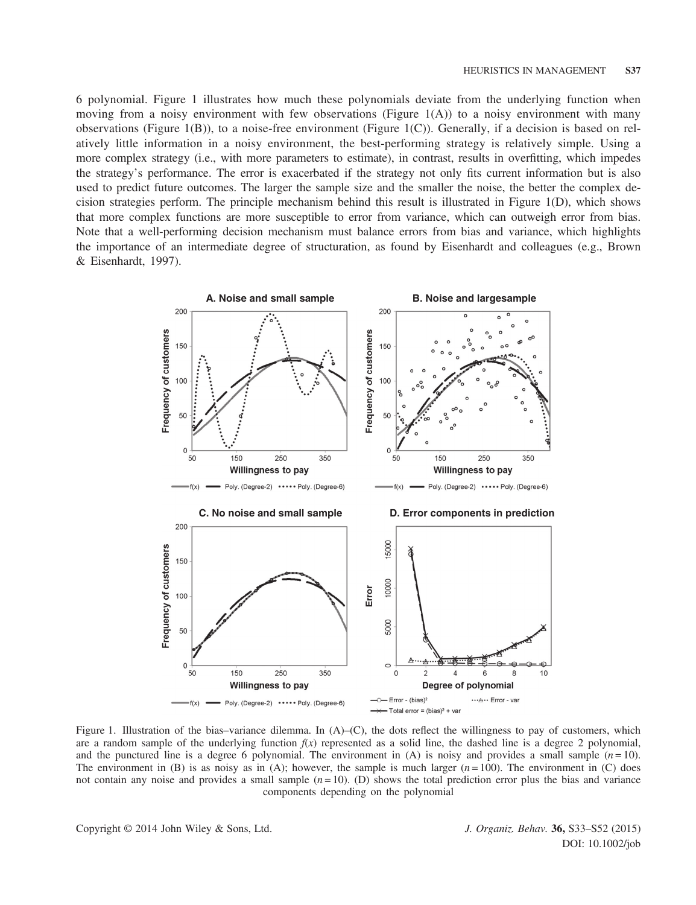6 polynomial. Figure 1 illustrates how much these polynomials deviate from the underlying function when moving from a noisy environment with few observations (Figure 1(A)) to a noisy environment with many observations (Figure 1(B)), to a noise-free environment (Figure 1(C)). Generally, if a decision is based on relatively little information in a noisy environment, the best-performing strategy is relatively simple. Using a more complex strategy (i.e., with more parameters to estimate), in contrast, results in overfitting, which impedes the strategy's performance. The error is exacerbated if the strategy not only fits current information but is also used to predict future outcomes. The larger the sample size and the smaller the noise, the better the complex decision strategies perform. The principle mechanism behind this result is illustrated in Figure 1(D), which shows that more complex functions are more susceptible to error from variance, which can outweigh error from bias. Note that a well-performing decision mechanism must balance errors from bias and variance, which highlights the importance of an intermediate degree of structuration, as found by Eisenhardt and colleagues (e.g., Brown & Eisenhardt, 1997).

Figure 1. Illustration of the bias–variance dilemma. In (A)–(C), the dots reflect the willingness to pay of customers, which are a random sample of the underlying function $f(x)$ represented as a solid line, the dashed line is a degree 2 polynomial, and the punctured line is a degree 6 polynomial. The environment in (A) is noisy and provides a small sample ($n = 10$). The environment in (B) is as noisy as in (A); however, the sample is much larger ($n = 100$). The environment in (C) does not contain any noise and provides a small sample ($n = 10$). (D) shows the total prediction error plus the bias and variance components depending on the polynomial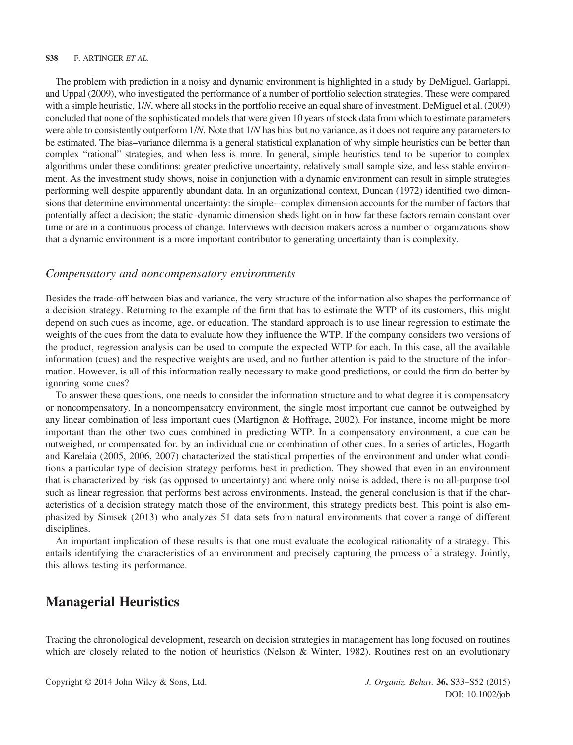The problem with prediction in a noisy and dynamic environment is highlighted in a study by DeMiguel, Garlappi, and Uppal (2009), who investigated the performance of a number of portfolio selection strategies. These were compared with a simple heuristic, 1/*N*, where all stocks in the portfolio receive an equal share of investment. DeMiguel et al. (2009) concluded that none of the sophisticated models that were given 10 years of stock data from which to estimate parameters were able to consistently outperform 1/*N*. Note that 1/*N* has bias but no variance, as it does not require any parameters to be estimated. The bias–variance dilemma is a general statistical explanation of why simple heuristics can be better than complex "rational" strategies, and when less is more. In general, simple heuristics tend to be superior to complex algorithms under these conditions: greater predictive uncertainty, relatively small sample size, and less stable environment. As the investment study shows, noise in conjunction with a dynamic environment can result in simple strategies performing well despite apparently abundant data. In an organizational context, Duncan (1972) identified two dimensions that determine environmental uncertainty: the simple-–complex dimension accounts for the number of factors that potentially affect a decision; the static–dynamic dimension sheds light on in how far these factors remain constant over time or are in a continuous process of change. Interviews with decision makers across a number of organizations show that a dynamic environment is a more important contributor to generating uncertainty than is complexity.

### *Compensatory and noncompensatory environments*

Besides the trade-off between bias and variance, the very structure of the information also shapes the performance of a decision strategy. Returning to the example of the firm that has to estimate the WTP of its customers, this might depend on such cues as income, age, or education. The standard approach is to use linear regression to estimate the weights of the cues from the data to evaluate how they influence the WTP. If the company considers two versions of the product, regression analysis can be used to compute the expected WTP for each. In this case, all the available information (cues) and the respective weights are used, and no further attention is paid to the structure of the information. However, is all of this information really necessary to make good predictions, or could the firm do better by ignoring some cues?

To answer these questions, one needs to consider the information structure and to what degree it is compensatory or noncompensatory. In a noncompensatory environment, the single most important cue cannot be outweighed by any linear combination of less important cues (Martignon & Hoffrage, 2002). For instance, income might be more important than the other two cues combined in predicting WTP. In a compensatory environment, a cue can be outweighed, or compensated for, by an individual cue or combination of other cues. In a series of articles, Hogarth and Karelaia (2005, 2006, 2007) characterized the statistical properties of the environment and under what conditions a particular type of decision strategy performs best in prediction. They showed that even in an environment that is characterized by risk (as opposed to uncertainty) and where only noise is added, there is no all-purpose tool such as linear regression that performs best across environments. Instead, the general conclusion is that if the characteristics of a decision strategy match those of the environment, this strategy predicts best. This point is also emphasized by Simsek (2013) who analyzes 51 data sets from natural environments that cover a range of different disciplines.

An important implication of these results is that one must evaluate the ecological rationality of a strategy. This entails identifying the characteristics of an environment and precisely capturing the process of a strategy. Jointly, this allows testing its performance.

## Managerial Heuristics

Tracing the chronological development, research on decision strategies in management has long focused on routines which are closely related to the notion of heuristics (Nelson & Winter, 1982). Routines rest on an evolutionary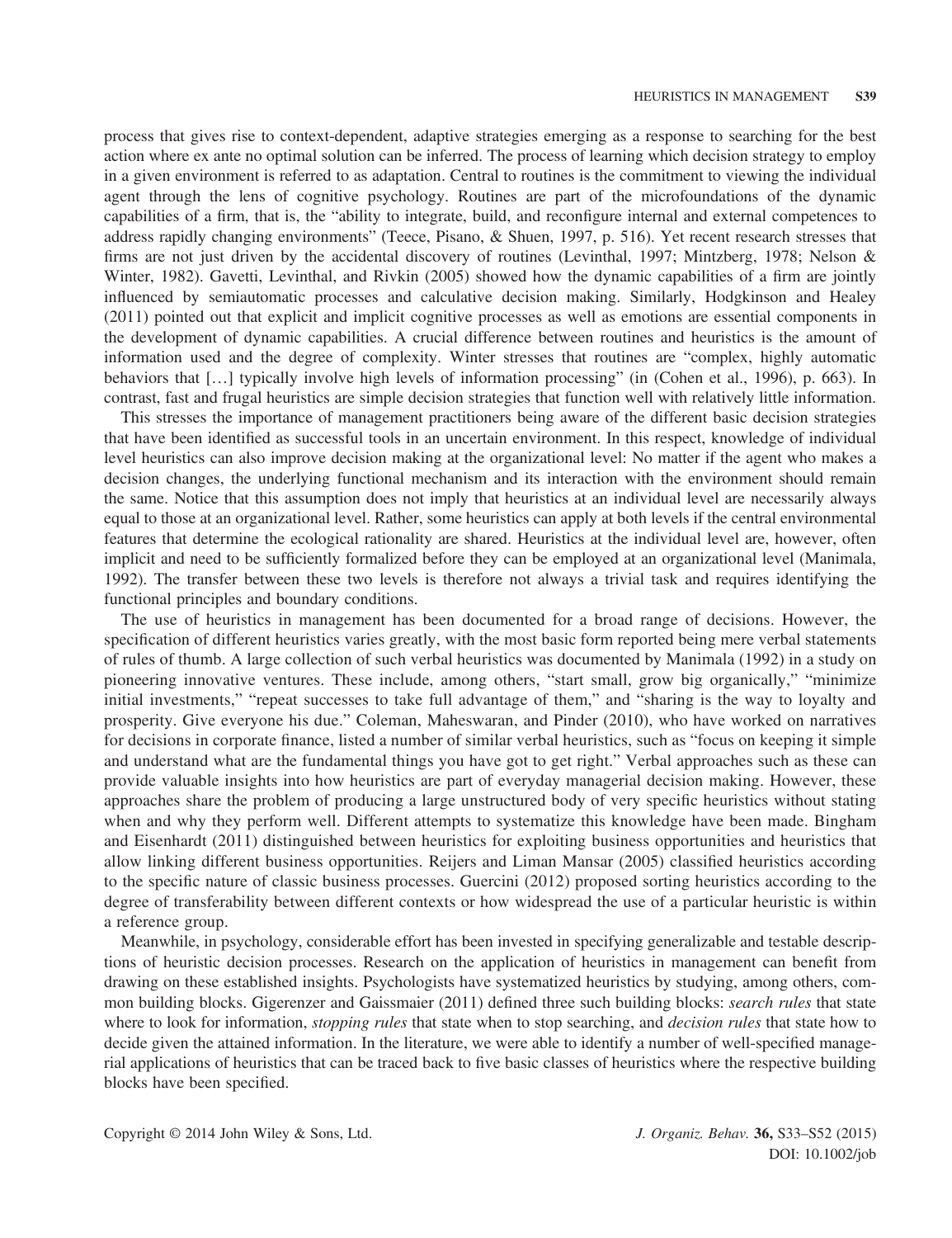process that gives rise to context-dependent, adaptive strategies emerging as a response to searching for the best action where ex ante no optimal solution can be inferred. The process of learning which decision strategy to employ in a given environment is referred to as adaptation. Central to routines is the commitment to viewing the individual agent through the lens of cognitive psychology. Routines are part of the microfoundations of the dynamic capabilities of a firm, that is, the "ability to integrate, build, and reconfigure internal and external competences to address rapidly changing environments" (Teece, Pisano, & Shuen, 1997, p. 516). Yet recent research stresses that firms are not just driven by the accidental discovery of routines (Levinthal, 1997; Mintzberg, 1978; Nelson & Winter, 1982). Gavetti, Levinthal, and Rivkin (2005) showed how the dynamic capabilities of a firm are jointly influenced by semiautomatic processes and calculative decision making. Similarly, Hodgkinson and Healey (2011) pointed out that explicit and implicit cognitive processes as well as emotions are essential components in the development of dynamic capabilities. A crucial difference between routines and heuristics is the amount of information used and the degree of complexity. Winter stresses that routines are "complex, highly automatic behaviors that […] typically involve high levels of information processing" (in (Cohen et al., 1996), p. 663). In contrast, fast and frugal heuristics are simple decision strategies that function well with relatively little information.

This stresses the importance of management practitioners being aware of the different basic decision strategies that have been identified as successful tools in an uncertain environment. In this respect, knowledge of individual level heuristics can also improve decision making at the organizational level: No matter if the agent who makes a decision changes, the underlying functional mechanism and its interaction with the environment should remain the same. Notice that this assumption does not imply that heuristics at an individual level are necessarily always equal to those at an organizational level. Rather, some heuristics can apply at both levels if the central environmental features that determine the ecological rationality are shared. Heuristics at the individual level are, however, often implicit and need to be sufficiently formalized before they can be employed at an organizational level (Manimala, 1992). The transfer between these two levels is therefore not always a trivial task and requires identifying the functional principles and boundary conditions.

The use of heuristics in management has been documented for a broad range of decisions. However, the specification of different heuristics varies greatly, with the most basic form reported being mere verbal statements of rules of thumb. A large collection of such verbal heuristics was documented by Manimala (1992) in a study on pioneering innovative ventures. These include, among others, "start small, grow big organically," "minimize initial investments," "repeat successes to take full advantage of them," and "sharing is the way to loyalty and prosperity. Give everyone his due." Coleman, Maheswaran, and Pinder (2010), who have worked on narratives for decisions in corporate finance, listed a number of similar verbal heuristics, such as "focus on keeping it simple and understand what are the fundamental things you have got to get right." Verbal approaches such as these can provide valuable insights into how heuristics are part of everyday managerial decision making. However, these approaches share the problem of producing a large unstructured body of very specific heuristics without stating when and why they perform well. Different attempts to systematize this knowledge have been made. Bingham and Eisenhardt (2011) distinguished between heuristics for exploiting business opportunities and heuristics that allow linking different business opportunities. Reijers and Liman Mansar (2005) classified heuristics according to the specific nature of classic business processes. Guercini (2012) proposed sorting heuristics according to the degree of transferability between different contexts or how widespread the use of a particular heuristic is within a reference group.

Meanwhile, in psychology, considerable effort has been invested in specifying generalizable and testable descriptions of heuristic decision processes. Research on the application of heuristics in management can benefit from drawing on these established insights. Psychologists have systematized heuristics by studying, among others, common building blocks. Gigerenzer and Gaissmaier (2011) defined three such building blocks: *search rules* that state where to look for information, *stopping rules* that state when to stop searching, and *decision rules* that state how to decide given the attained information. In the literature, we were able to identify a number of well-specified managerial applications of heuristics that can be traced back to five basic classes of heuristics where the respective building blocks have been specified.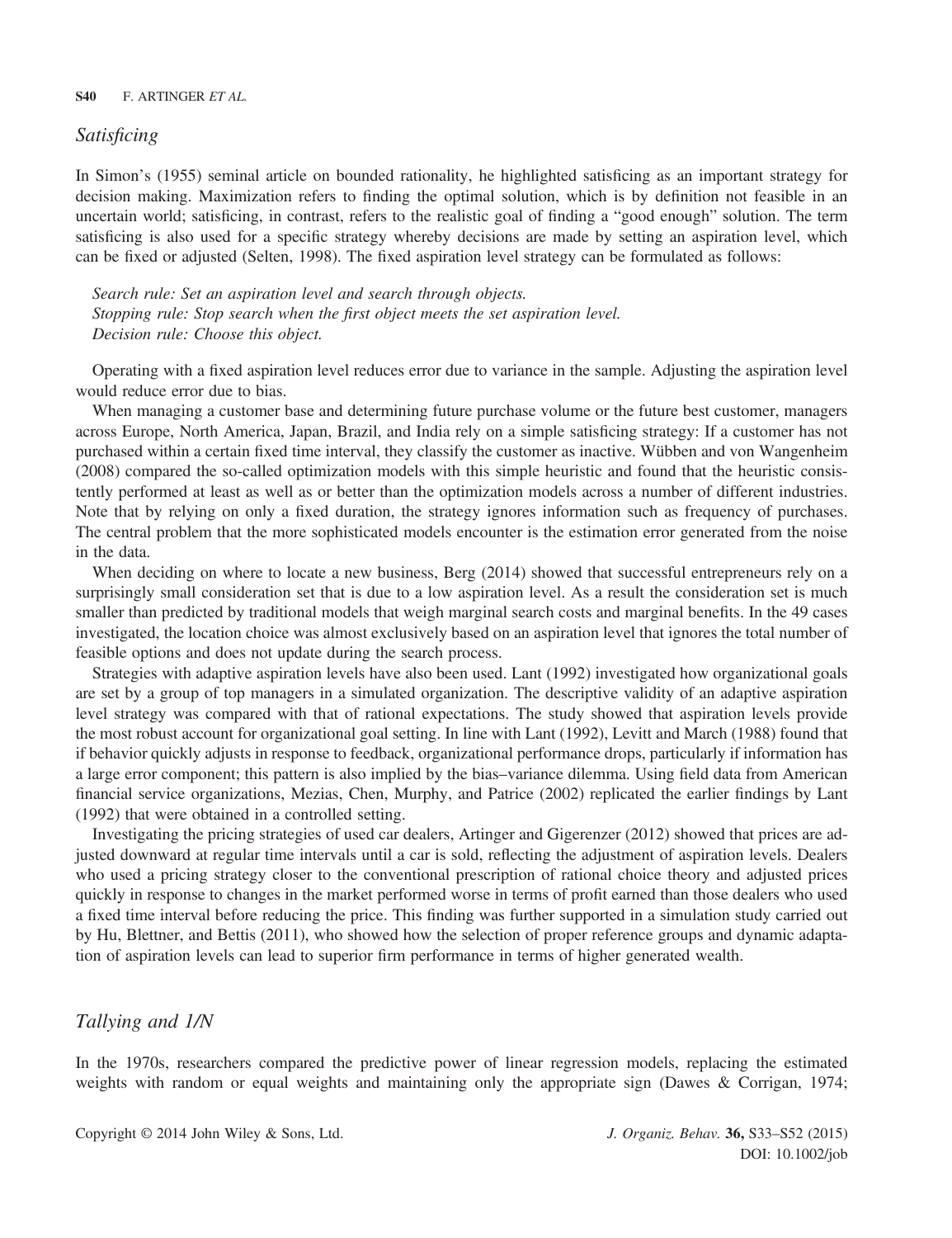## *Satisficing*

In Simon's (1955) seminal article on bounded rationality, he highlighted satisficing as an important strategy for decision making. Maximization refers to finding the optimal solution, which is by definition not feasible in an uncertain world; satisficing, in contrast, refers to the realistic goal of finding a "good enough" solution. The term satisficing is also used for a specific strategy whereby decisions are made by setting an aspiration level, which can be fixed or adjusted (Selten, 1998). The fixed aspiration level strategy can be formulated as follows:

*Search rule: Set an aspiration level and search through objects.*
*Stopping rule: Stop search when the first object meets the set aspiration level.*
*Decision rule: Choose this object.*

Operating with a fixed aspiration level reduces error due to variance in the sample. Adjusting the aspiration level would reduce error due to bias.

When managing a customer base and determining future purchase volume or the future best customer, managers across Europe, North America, Japan, Brazil, and India rely on a simple satisficing strategy: If a customer has not purchased within a certain fixed time interval, they classify the customer as inactive. Wübben and von Wangenheim (2008) compared the so-called optimization models with this simple heuristic and found that the heuristic consistently performed at least as well as or better than the optimization models across a number of different industries. Note that by relying on only a fixed duration, the strategy ignores information such as frequency of purchases. The central problem that the more sophisticated models encounter is the estimation error generated from the noise in the data.

When deciding on where to locate a new business, Berg (2014) showed that successful entrepreneurs rely on a surprisingly small consideration set that is due to a low aspiration level. As a result the consideration set is much smaller than predicted by traditional models that weigh marginal search costs and marginal benefits. In the 49 cases investigated, the location choice was almost exclusively based on an aspiration level that ignores the total number of feasible options and does not update during the search process.

Strategies with adaptive aspiration levels have also been used. Lant (1992) investigated how organizational goals are set by a group of top managers in a simulated organization. The descriptive validity of an adaptive aspiration level strategy was compared with that of rational expectations. The study showed that aspiration levels provide the most robust account for organizational goal setting. In line with Lant (1992), Levitt and March (1988) found that if behavior quickly adjusts in response to feedback, organizational performance drops, particularly if information has a large error component; this pattern is also implied by the bias–variance dilemma. Using field data from American financial service organizations, Mezias, Chen, Murphy, and Patrice (2002) replicated the earlier findings by Lant (1992) that were obtained in a controlled setting.

Investigating the pricing strategies of used car dealers, Artinger and Gigerenzer (2012) showed that prices are adjusted downward at regular time intervals until a car is sold, reflecting the adjustment of aspiration levels. Dealers who used a pricing strategy closer to the conventional prescription of rational choice theory and adjusted prices quickly in response to changes in the market performed worse in terms of profit earned than those dealers who used a fixed time interval before reducing the price. This finding was further supported in a simulation study carried out by Hu, Blettner, and Bettis (2011), who showed how the selection of proper reference groups and dynamic adaptation of aspiration levels can lead to superior firm performance in terms of higher generated wealth.

## *Tallying and 1/N*

In the 1970s, researchers compared the predictive power of linear regression models, replacing the estimated weights with random or equal weights and maintaining only the appropriate sign (Dawes & Corrigan, 1974;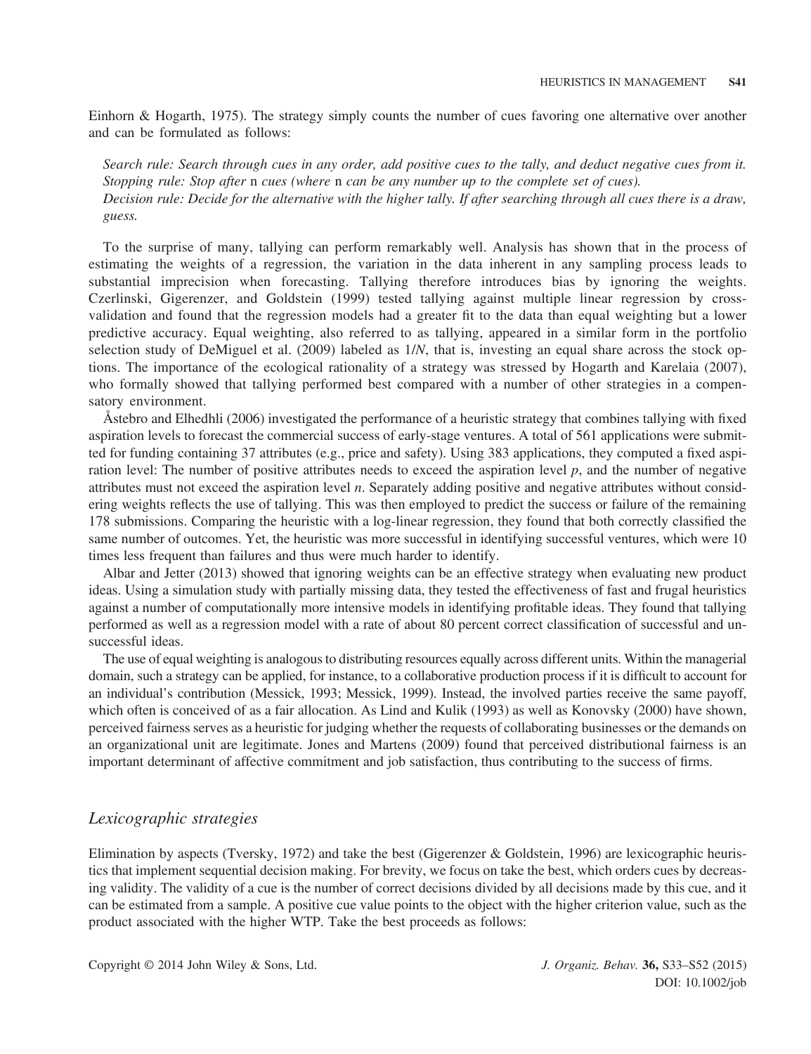Einhorn & Hogarth, 1975). The strategy simply counts the number of cues favoring one alternative over another and can be formulated as follows:

> *Search rule: Search through cues in any order, add positive cues to the tally, and deduct negative cues from it.*
> *Stopping rule: Stop after* n *cues (where* n *can be any number up to the complete set of cues).*
> *Decision rule: Decide for the alternative with the higher tally. If after searching through all cues there is a draw, guess.*

To the surprise of many, tallying can perform remarkably well. Analysis has shown that in the process of estimating the weights of a regression, the variation in the data inherent in any sampling process leads to substantial imprecision when forecasting. Tallying therefore introduces bias by ignoring the weights. Czerlinski, Gigerenzer, and Goldstein (1999) tested tallying against multiple linear regression by cross-validation and found that the regression models had a greater fit to the data than equal weighting but a lower predictive accuracy. Equal weighting, also referred to as tallying, appeared in a similar form in the portfolio selection study of DeMiguel et al. (2009) labeled as $1/N$, that is, investing an equal share across the stock options. The importance of the ecological rationality of a strategy was stressed by Hogarth and Karelaia (2007), who formally showed that tallying performed best compared with a number of other strategies in a compensatory environment.

Åstebro and Elhedhli (2006) investigated the performance of a heuristic strategy that combines tallying with fixed aspiration levels to forecast the commercial success of early-stage ventures. A total of 561 applications were submitted for funding containing 37 attributes (e.g., price and safety). Using 383 applications, they computed a fixed aspiration level: The number of positive attributes needs to exceed the aspiration level $p$, and the number of negative attributes must not exceed the aspiration level $n$. Separately adding positive and negative attributes without considering weights reflects the use of tallying. This was then employed to predict the success or failure of the remaining 178 submissions. Comparing the heuristic with a log-linear regression, they found that both correctly classified the same number of outcomes. Yet, the heuristic was more successful in identifying successful ventures, which were 10 times less frequent than failures and thus were much harder to identify.

Albar and Jetter (2013) showed that ignoring weights can be an effective strategy when evaluating new product ideas. Using a simulation study with partially missing data, they tested the effectiveness of fast and frugal heuristics against a number of computationally more intensive models in identifying profitable ideas. They found that tallying performed as well as a regression model with a rate of about 80 percent correct classification of successful and unsuccessful ideas.

The use of equal weighting is analogous to distributing resources equally across different units. Within the managerial domain, such a strategy can be applied, for instance, to a collaborative production process if it is difficult to account for an individual's contribution (Messick, 1993; Messick, 1999). Instead, the involved parties receive the same payoff, which often is conceived of as a fair allocation. As Lind and Kulik (1993) as well as Konovsky (2000) have shown, perceived fairness serves as a heuristic for judging whether the requests of collaborating businesses or the demands on an organizational unit are legitimate. Jones and Martens (2009) found that perceived distributional fairness is an important determinant of affective commitment and job satisfaction, thus contributing to the success of firms.

### *Lexicographic strategies*

Elimination by aspects (Tversky, 1972) and take the best (Gigerenzer & Goldstein, 1996) are lexicographic heuristics that implement sequential decision making. For brevity, we focus on take the best, which orders cues by decreasing validity. The validity of a cue is the number of correct decisions divided by all decisions made by this cue, and it can be estimated from a sample. A positive cue value points to the object with the higher criterion value, such as the product associated with the higher WTP. Take the best proceeds as follows: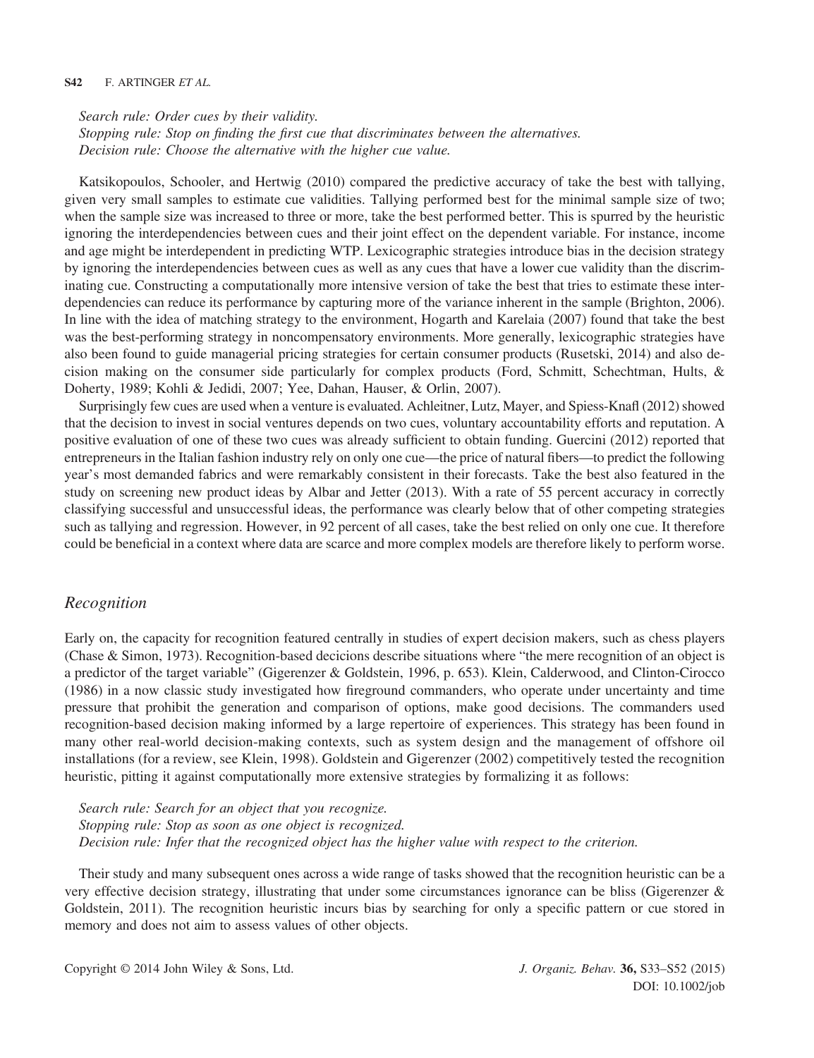*Search rule: Order cues by their validity.*
*Stopping rule: Stop on finding the first cue that discriminates between the alternatives.*
*Decision rule: Choose the alternative with the higher cue value.*

Katsikopoulos, Schooler, and Hertwig (2010) compared the predictive accuracy of take the best with tallying, given very small samples to estimate cue validities. Tallying performed best for the minimal sample size of two; when the sample size was increased to three or more, take the best performed better. This is spurred by the heuristic ignoring the interdependencies between cues and their joint effect on the dependent variable. For instance, income and age might be interdependent in predicting WTP. Lexicographic strategies introduce bias in the decision strategy by ignoring the interdependencies between cues as well as any cues that have a lower cue validity than the discriminating cue. Constructing a computationally more intensive version of take the best that tries to estimate these interdependencies can reduce its performance by capturing more of the variance inherent in the sample (Brighton, 2006). In line with the idea of matching strategy to the environment, Hogarth and Karelaia (2007) found that take the best was the best-performing strategy in noncompensatory environments. More generally, lexicographic strategies have also been found to guide managerial pricing strategies for certain consumer products (Rusetski, 2014) and also decision making on the consumer side particularly for complex products (Ford, Schmitt, Schechtman, Hults, & Doherty, 1989; Kohli & Jedidi, 2007; Yee, Dahan, Hauser, & Orlin, 2007).

Surprisingly few cues are used when a venture is evaluated. Achleitner, Lutz, Mayer, and Spiess-Knafl (2012) showed that the decision to invest in social ventures depends on two cues, voluntary accountability efforts and reputation. A positive evaluation of one of these two cues was already sufficient to obtain funding. Guercini (2012) reported that entrepreneurs in the Italian fashion industry rely on only one cue—the price of natural fibers—to predict the following year's most demanded fabrics and were remarkably consistent in their forecasts. Take the best also featured in the study on screening new product ideas by Albar and Jetter (2013). With a rate of 55 percent accuracy in correctly classifying successful and unsuccessful ideas, the performance was clearly below that of other competing strategies such as tallying and regression. However, in 92 percent of all cases, take the best relied on only one cue. It therefore could be beneficial in a context where data are scarce and more complex models are therefore likely to perform worse.

## *Recognition*

Early on, the capacity for recognition featured centrally in studies of expert decision makers, such as chess players (Chase & Simon, 1973). Recognition-based decicions describe situations where "the mere recognition of an object is a predictor of the target variable" (Gigerenzer & Goldstein, 1996, p. 653). Klein, Calderwood, and Clinton-Cirocco (1986) in a now classic study investigated how fireground commanders, who operate under uncertainty and time pressure that prohibit the generation and comparison of options, make good decisions. The commanders used recognition-based decision making informed by a large repertoire of experiences. This strategy has been found in many other real-world decision-making contexts, such as system design and the management of offshore oil installations (for a review, see Klein, 1998). Goldstein and Gigerenzer (2002) competitively tested the recognition heuristic, pitting it against computationally more extensive strategies by formalizing it as follows:

*Search rule: Search for an object that you recognize.*
*Stopping rule: Stop as soon as one object is recognized.*
*Decision rule: Infer that the recognized object has the higher value with respect to the criterion.*

Their study and many subsequent ones across a wide range of tasks showed that the recognition heuristic can be a very effective decision strategy, illustrating that under some circumstances ignorance can be bliss (Gigerenzer & Goldstein, 2011). The recognition heuristic incurs bias by searching for only a specific pattern or cue stored in memory and does not aim to assess values of other objects.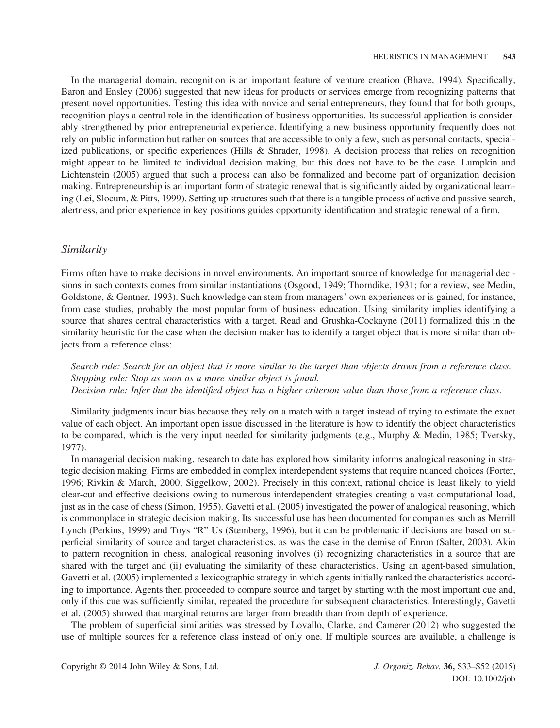In the managerial domain, recognition is an important feature of venture creation (Bhave, 1994). Specifically, Baron and Ensley (2006) suggested that new ideas for products or services emerge from recognizing patterns that present novel opportunities. Testing this idea with novice and serial entrepreneurs, they found that for both groups, recognition plays a central role in the identification of business opportunities. Its successful application is considerably strengthened by prior entrepreneurial experience. Identifying a new business opportunity frequently does not rely on public information but rather on sources that are accessible to only a few, such as personal contacts, specialized publications, or specific experiences (Hills & Shrader, 1998). A decision process that relies on recognition might appear to be limited to individual decision making, but this does not have to be the case. Lumpkin and Lichtenstein (2005) argued that such a process can also be formalized and become part of organization decision making. Entrepreneurship is an important form of strategic renewal that is significantly aided by organizational learning (Lei, Slocum, & Pitts, 1999). Setting up structures such that there is a tangible process of active and passive search, alertness, and prior experience in key positions guides opportunity identification and strategic renewal of a firm.

### *Similarity*

Firms often have to make decisions in novel environments. An important source of knowledge for managerial decisions in such contexts comes from similar instantiations (Osgood, 1949; Thorndike, 1931; for a review, see Medin, Goldstone, & Gentner, 1993). Such knowledge can stem from managers' own experiences or is gained, for instance, from case studies, probably the most popular form of business education. Using similarity implies identifying a source that shares central characteristics with a target. Read and Grushka-Cockayne (2011) formalized this in the similarity heuristic for the case when the decision maker has to identify a target object that is more similar than objects from a reference class:

*Search rule: Search for an object that is more similar to the target than objects drawn from a reference class.*
*Stopping rule: Stop as soon as a more similar object is found.*
*Decision rule: Infer that the identified object has a higher criterion value than those from a reference class.*

Similarity judgments incur bias because they rely on a match with a target instead of trying to estimate the exact value of each object. An important open issue discussed in the literature is how to identify the object characteristics to be compared, which is the very input needed for similarity judgments (e.g., Murphy & Medin, 1985; Tversky, 1977).

In managerial decision making, research to date has explored how similarity informs analogical reasoning in strategic decision making. Firms are embedded in complex interdependent systems that require nuanced choices (Porter, 1996; Rivkin & March, 2000; Siggelkow, 2002). Precisely in this context, rational choice is least likely to yield clear-cut and effective decisions owing to numerous interdependent strategies creating a vast computational load, just as in the case of chess (Simon, 1955). Gavetti et al. (2005) investigated the power of analogical reasoning, which is commonplace in strategic decision making. Its successful use has been documented for companies such as Merrill Lynch (Perkins, 1999) and Toys "R" Us (Stemberg, 1996), but it can be problematic if decisions are based on superficial similarity of source and target characteristics, as was the case in the demise of Enron (Salter, 2003). Akin to pattern recognition in chess, analogical reasoning involves (i) recognizing characteristics in a source that are shared with the target and (ii) evaluating the similarity of these characteristics. Using an agent-based simulation, Gavetti et al. (2005) implemented a lexicographic strategy in which agents initially ranked the characteristics according to importance. Agents then proceeded to compare source and target by starting with the most important cue and, only if this cue was sufficiently similar, repeated the procedure for subsequent characteristics. Interestingly, Gavetti et al. (2005) showed that marginal returns are larger from breadth than from depth of experience.

The problem of superficial similarities was stressed by Lovallo, Clarke, and Camerer (2012) who suggested the use of multiple sources for a reference class instead of only one. If multiple sources are available, a challenge is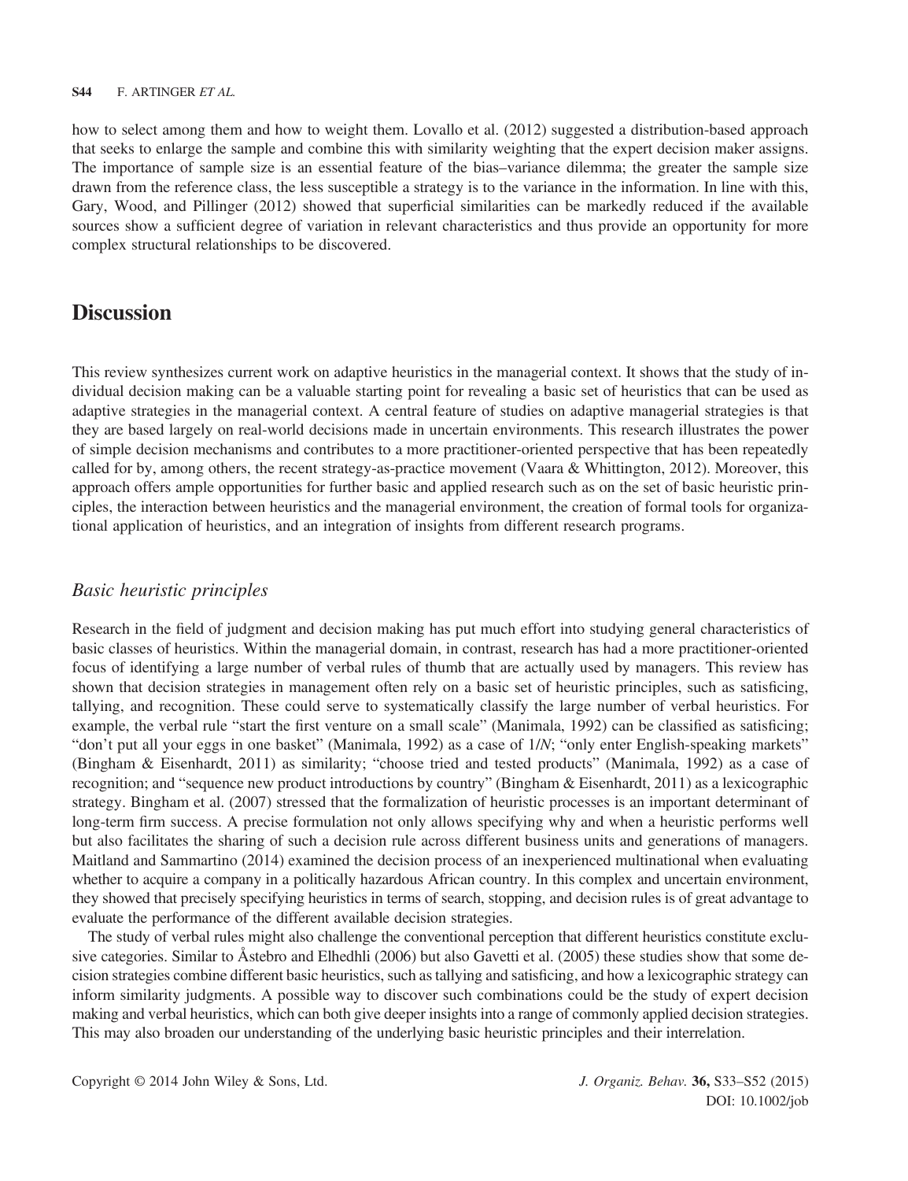how to select among them and how to weight them. Lovallo et al. (2012) suggested a distribution-based approach that seeks to enlarge the sample and combine this with similarity weighting that the expert decision maker assigns. The importance of sample size is an essential feature of the bias–variance dilemma; the greater the sample size drawn from the reference class, the less susceptible a strategy is to the variance in the information. In line with this, Gary, Wood, and Pillinger (2012) showed that superficial similarities can be markedly reduced if the available sources show a sufficient degree of variation in relevant characteristics and thus provide an opportunity for more complex structural relationships to be discovered.

## Discussion

This review synthesizes current work on adaptive heuristics in the managerial context. It shows that the study of individual decision making can be a valuable starting point for revealing a basic set of heuristics that can be used as adaptive strategies in the managerial context. A central feature of studies on adaptive managerial strategies is that they are based largely on real-world decisions made in uncertain environments. This research illustrates the power of simple decision mechanisms and contributes to a more practitioner-oriented perspective that has been repeatedly called for by, among others, the recent strategy-as-practice movement (Vaara & Whittington, 2012). Moreover, this approach offers ample opportunities for further basic and applied research such as on the set of basic heuristic principles, the interaction between heuristics and the managerial environment, the creation of formal tools for organizational application of heuristics, and an integration of insights from different research programs.

### *Basic heuristic principles*

Research in the field of judgment and decision making has put much effort into studying general characteristics of basic classes of heuristics. Within the managerial domain, in contrast, research has had a more practitioner-oriented focus of identifying a large number of verbal rules of thumb that are actually used by managers. This review has shown that decision strategies in management often rely on a basic set of heuristic principles, such as satisficing, tallying, and recognition. These could serve to systematically classify the large number of verbal heuristics. For example, the verbal rule "start the first venture on a small scale" (Manimala, 1992) can be classified as satisficing; "don't put all your eggs in one basket" (Manimala, 1992) as a case of 1/*N*; "only enter English-speaking markets" (Bingham & Eisenhardt, 2011) as similarity; "choose tried and tested products" (Manimala, 1992) as a case of recognition; and "sequence new product introductions by country" (Bingham & Eisenhardt, 2011) as a lexicographic strategy. Bingham et al. (2007) stressed that the formalization of heuristic processes is an important determinant of long-term firm success. A precise formulation not only allows specifying why and when a heuristic performs well but also facilitates the sharing of such a decision rule across different business units and generations of managers. Maitland and Sammartino (2014) examined the decision process of an inexperienced multinational when evaluating whether to acquire a company in a politically hazardous African country. In this complex and uncertain environment, they showed that precisely specifying heuristics in terms of search, stopping, and decision rules is of great advantage to evaluate the performance of the different available decision strategies.

The study of verbal rules might also challenge the conventional perception that different heuristics constitute exclusive categories. Similar to Åstebro and Elhedhli (2006) but also Gavetti et al. (2005) these studies show that some decision strategies combine different basic heuristics, such as tallying and satisficing, and how a lexicographic strategy can inform similarity judgments. A possible way to discover such combinations could be the study of expert decision making and verbal heuristics, which can both give deeper insights into a range of commonly applied decision strategies. This may also broaden our understanding of the underlying basic heuristic principles and their interrelation.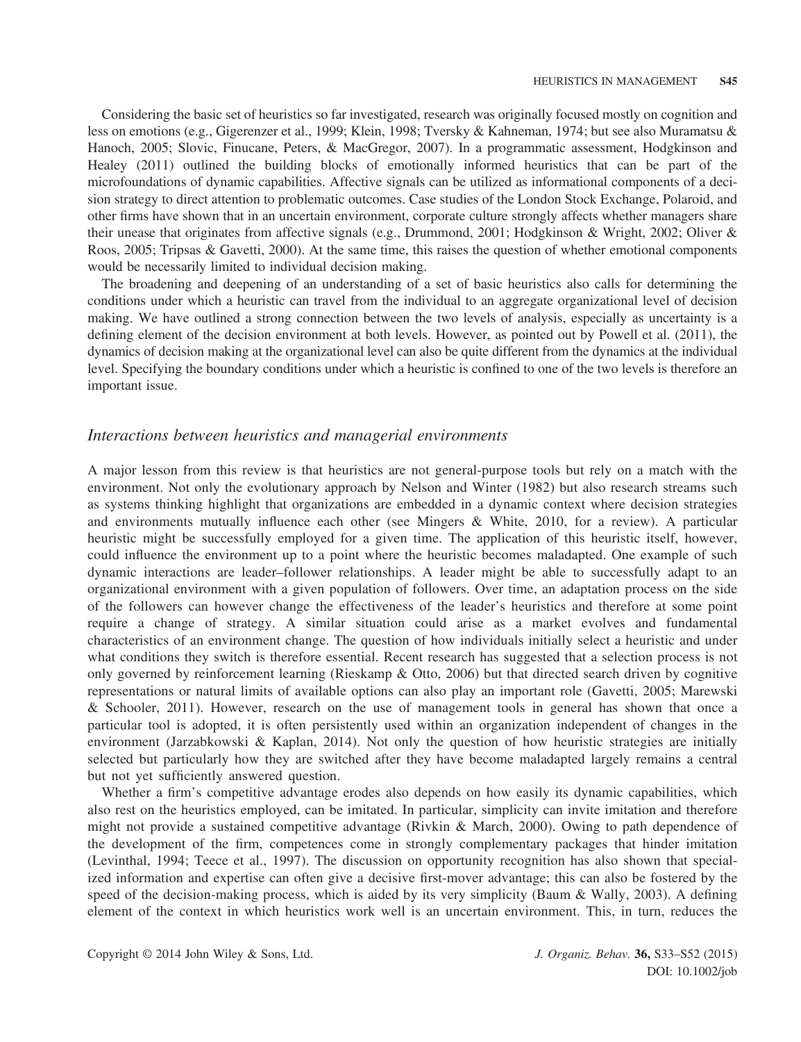Considering the basic set of heuristics so far investigated, research was originally focused mostly on cognition and less on emotions (e.g., Gigerenzer et al., 1999; Klein, 1998; Tversky & Kahneman, 1974; but see also Muramatsu & Hanoch, 2005; Slovic, Finucane, Peters, & MacGregor, 2007). In a programmatic assessment, Hodgkinson and Healey (2011) outlined the building blocks of emotionally informed heuristics that can be part of the microfoundations of dynamic capabilities. Affective signals can be utilized as informational components of a decision strategy to direct attention to problematic outcomes. Case studies of the London Stock Exchange, Polaroid, and other firms have shown that in an uncertain environment, corporate culture strongly affects whether managers share their unease that originates from affective signals (e.g., Drummond, 2001; Hodgkinson & Wright, 2002; Oliver & Roos, 2005; Tripsas & Gavetti, 2000). At the same time, this raises the question of whether emotional components would be necessarily limited to individual decision making.

The broadening and deepening of an understanding of a set of basic heuristics also calls for determining the conditions under which a heuristic can travel from the individual to an aggregate organizational level of decision making. We have outlined a strong connection between the two levels of analysis, especially as uncertainty is a defining element of the decision environment at both levels. However, as pointed out by Powell et al. (2011), the dynamics of decision making at the organizational level can also be quite different from the dynamics at the individual level. Specifying the boundary conditions under which a heuristic is confined to one of the two levels is therefore an important issue.

### *Interactions between heuristics and managerial environments*

A major lesson from this review is that heuristics are not general-purpose tools but rely on a match with the environment. Not only the evolutionary approach by Nelson and Winter (1982) but also research streams such as systems thinking highlight that organizations are embedded in a dynamic context where decision strategies and environments mutually influence each other (see Mingers & White, 2010, for a review). A particular heuristic might be successfully employed for a given time. The application of this heuristic itself, however, could influence the environment up to a point where the heuristic becomes maladapted. One example of such dynamic interactions are leader–follower relationships. A leader might be able to successfully adapt to an organizational environment with a given population of followers. Over time, an adaptation process on the side of the followers can however change the effectiveness of the leader's heuristics and therefore at some point require a change of strategy. A similar situation could arise as a market evolves and fundamental characteristics of an environment change. The question of how individuals initially select a heuristic and under what conditions they switch is therefore essential. Recent research has suggested that a selection process is not only governed by reinforcement learning (Rieskamp & Otto, 2006) but that directed search driven by cognitive representations or natural limits of available options can also play an important role (Gavetti, 2005; Marewski & Schooler, 2011). However, research on the use of management tools in general has shown that once a particular tool is adopted, it is often persistently used within an organization independent of changes in the environment (Jarzabkowski & Kaplan, 2014). Not only the question of how heuristic strategies are initially selected but particularly how they are switched after they have become maladapted largely remains a central but not yet sufficiently answered question.

Whether a firm's competitive advantage erodes also depends on how easily its dynamic capabilities, which also rest on the heuristics employed, can be imitated. In particular, simplicity can invite imitation and therefore might not provide a sustained competitive advantage (Rivkin & March, 2000). Owing to path dependence of the development of the firm, competences come in strongly complementary packages that hinder imitation (Levinthal, 1994; Teece et al., 1997). The discussion on opportunity recognition has also shown that specialized information and expertise can often give a decisive first-mover advantage; this can also be fostered by the speed of the decision-making process, which is aided by its very simplicity (Baum & Wally, 2003). A defining element of the context in which heuristics work well is an uncertain environment. This, in turn, reduces the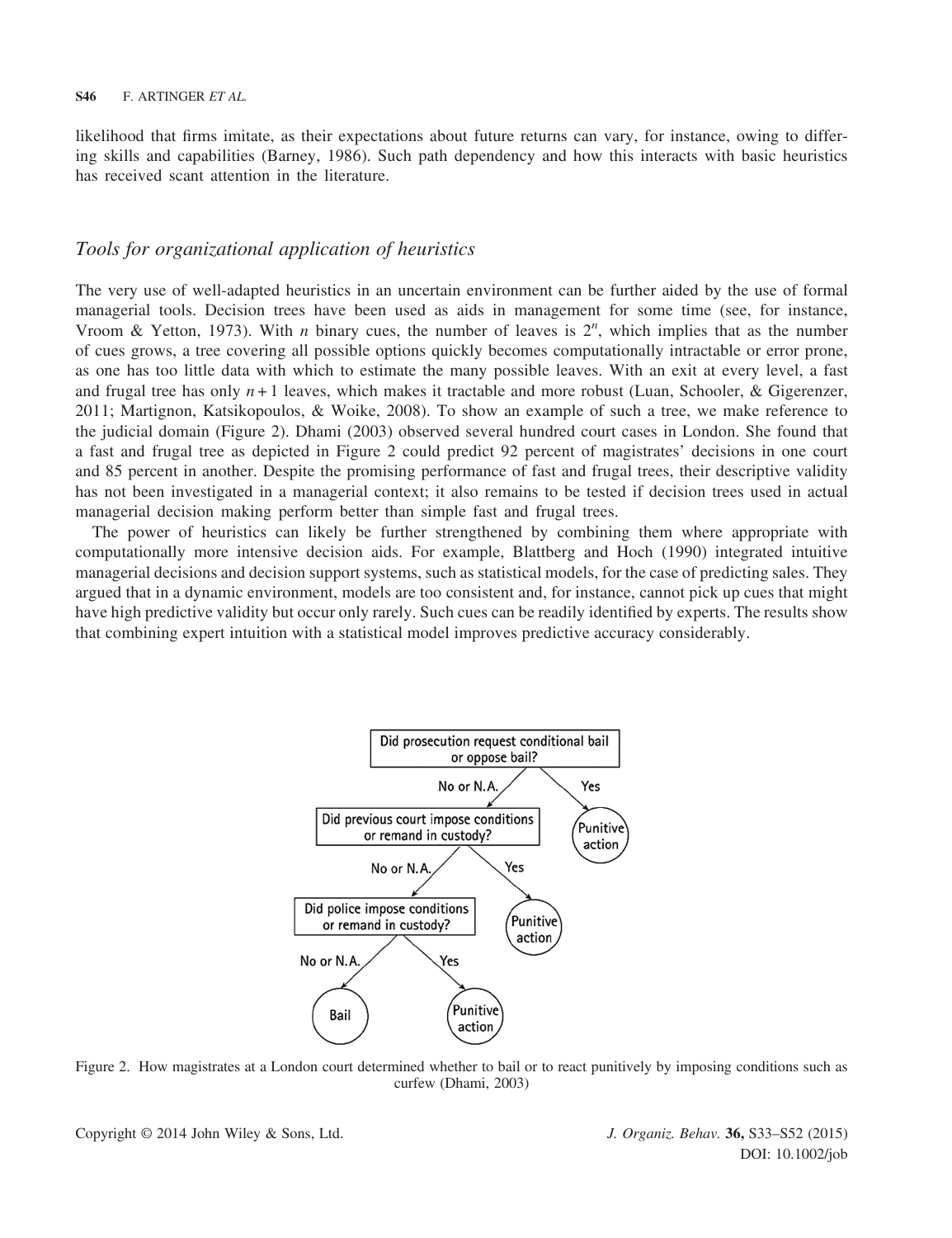likelihood that firms imitate, as their expectations about future returns can vary, for instance, owing to differing skills and capabilities (Barney, 1986). Such path dependency and how this interacts with basic heuristics has received scant attention in the literature.

### *Tools for organizational application of heuristics*

The very use of well-adapted heuristics in an uncertain environment can be further aided by the use of formal managerial tools. Decision trees have been used as aids in management for some time (see, for instance, Vroom & Yetton, 1973). With $n$ binary cues, the number of leaves is $2^n$, which implies that as the number of cues grows, a tree covering all possible options quickly becomes computationally intractable or error prone, as one has too little data with which to estimate the many possible leaves. With an exit at every level, a fast and frugal tree has only $n+1$ leaves, which makes it tractable and more robust (Luan, Schooler, & Gigerenzer, 2011; Martignon, Katsikopoulos, & Woike, 2008). To show an example of such a tree, we make reference to the judicial domain (Figure 2). Dhami (2003) observed several hundred court cases in London. She found that a fast and frugal tree as depicted in Figure 2 could predict 92 percent of magistrates' decisions in one court and 85 percent in another. Despite the promising performance of fast and frugal trees, their descriptive validity has not been investigated in a managerial context; it also remains to be tested if decision trees used in actual managerial decision making perform better than simple fast and frugal trees.

The power of heuristics can likely be further strengthened by combining them where appropriate with computationally more intensive decision aids. For example, Blattberg and Hoch (1990) integrated intuitive managerial decisions and decision support systems, such as statistical models, for the case of predicting sales. They argued that in a dynamic environment, models are too consistent and, for instance, cannot pick up cues that might have high predictive validity but occur only rarely. Such cues can be readily identified by experts. The results show that combining expert intuition with a statistical model improves predictive accuracy considerably.

- Did prosecution request conditional bail or oppose bail?
  - Yes → Punitive action
  - No or N.A. → Did previous court impose conditions or remand in custody?
    - Yes → Punitive action
    - No or N.A. → Did police impose conditions or remand in custody?
      - Yes → Punitive action
      - No or N.A. → Bail

Figure 2. How magistrates at a London court determined whether to bail or to react punitively by imposing conditions such as curfew (Dhami, 2003)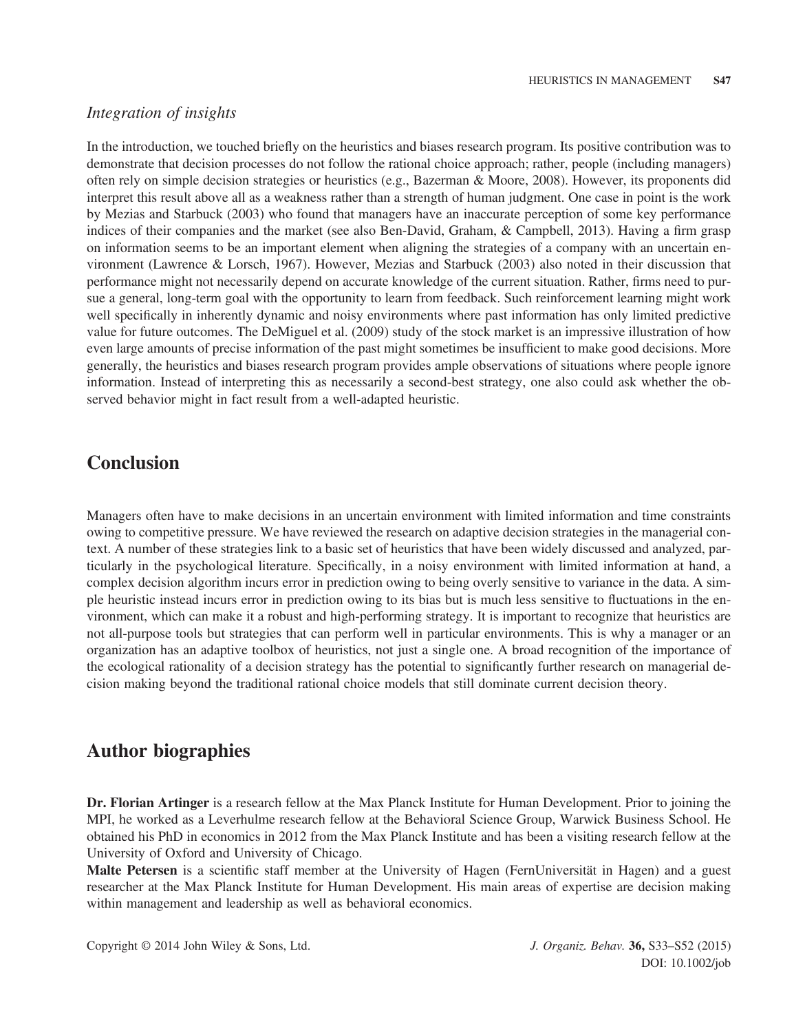### *Integration of insights*

In the introduction, we touched briefly on the heuristics and biases research program. Its positive contribution was to demonstrate that decision processes do not follow the rational choice approach; rather, people (including managers) often rely on simple decision strategies or heuristics (e.g., Bazerman & Moore, 2008). However, its proponents did interpret this result above all as a weakness rather than a strength of human judgment. One case in point is the work by Mezias and Starbuck (2003) who found that managers have an inaccurate perception of some key performance indices of their companies and the market (see also Ben-David, Graham, & Campbell, 2013). Having a firm grasp on information seems to be an important element when aligning the strategies of a company with an uncertain environment (Lawrence & Lorsch, 1967). However, Mezias and Starbuck (2003) also noted in their discussion that performance might not necessarily depend on accurate knowledge of the current situation. Rather, firms need to pursue a general, long-term goal with the opportunity to learn from feedback. Such reinforcement learning might work well specifically in inherently dynamic and noisy environments where past information has only limited predictive value for future outcomes. The DeMiguel et al. (2009) study of the stock market is an impressive illustration of how even large amounts of precise information of the past might sometimes be insufficient to make good decisions. More generally, the heuristics and biases research program provides ample observations of situations where people ignore information. Instead of interpreting this as necessarily a second-best strategy, one also could ask whether the observed behavior might in fact result from a well-adapted heuristic.

## Conclusion

Managers often have to make decisions in an uncertain environment with limited information and time constraints owing to competitive pressure. We have reviewed the research on adaptive decision strategies in the managerial context. A number of these strategies link to a basic set of heuristics that have been widely discussed and analyzed, particularly in the psychological literature. Specifically, in a noisy environment with limited information at hand, a complex decision algorithm incurs error in prediction owing to being overly sensitive to variance in the data. A simple heuristic instead incurs error in prediction owing to its bias but is much less sensitive to fluctuations in the environment, which can make it a robust and high-performing strategy. It is important to recognize that heuristics are not all-purpose tools but strategies that can perform well in particular environments. This is why a manager or an organization has an adaptive toolbox of heuristics, not just a single one. A broad recognition of the importance of the ecological rationality of a decision strategy has the potential to significantly further research on managerial decision making beyond the traditional rational choice models that still dominate current decision theory.

## Author biographies

**Dr. Florian Artinger** is a research fellow at the Max Planck Institute for Human Development. Prior to joining the MPI, he worked as a Leverhulme research fellow at the Behavioral Science Group, Warwick Business School. He obtained his PhD in economics in 2012 from the Max Planck Institute and has been a visiting research fellow at the University of Oxford and University of Chicago.

**Malte Petersen** is a scientific staff member at the University of Hagen (FernUniversität in Hagen) and a guest researcher at the Max Planck Institute for Human Development. His main areas of expertise are decision making within management and leadership as well as behavioral economics.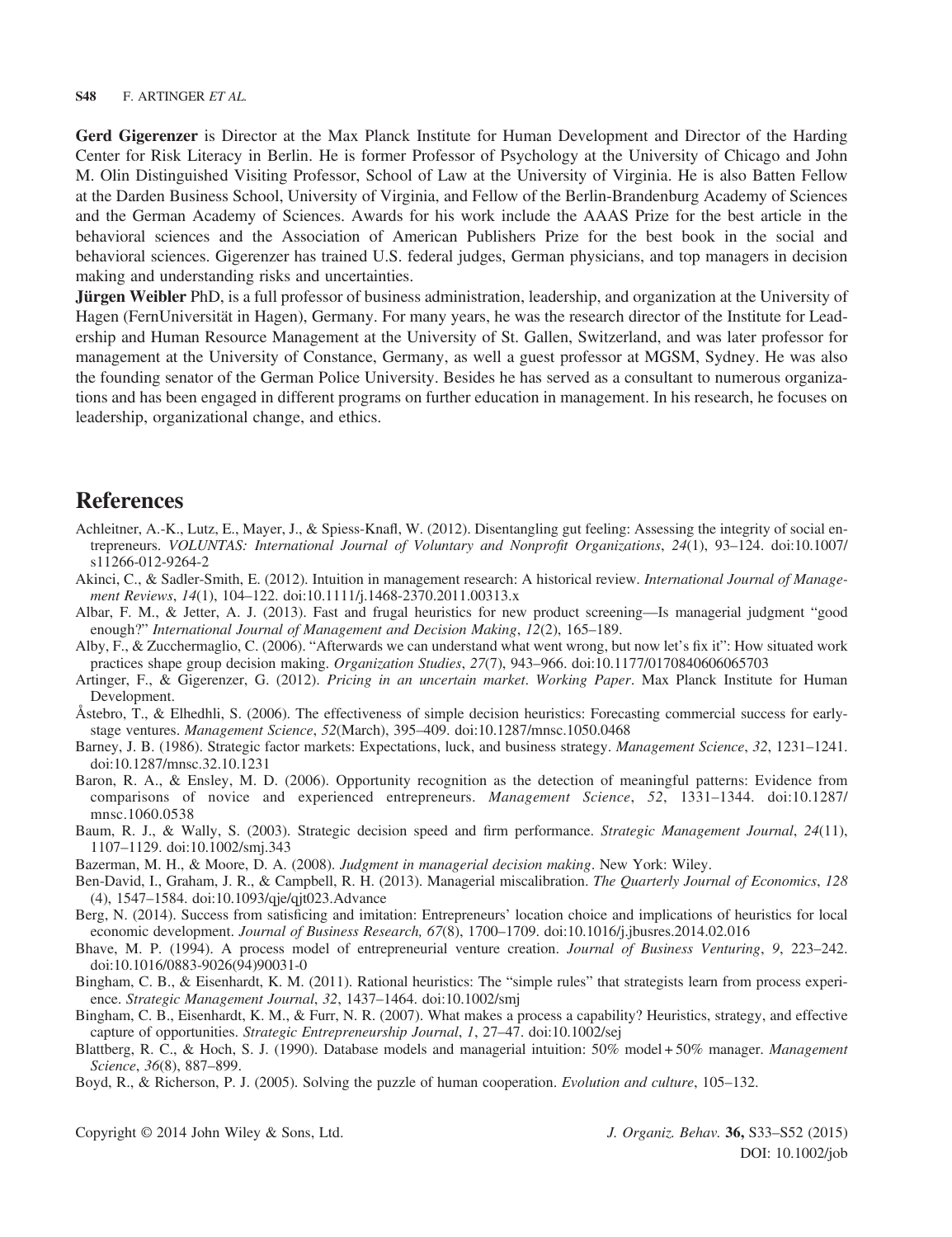**Gerd Gigerenzer** is Director at the Max Planck Institute for Human Development and Director of the Harding Center for Risk Literacy in Berlin. He is former Professor of Psychology at the University of Chicago and John M. Olin Distinguished Visiting Professor, School of Law at the University of Virginia. He is also Batten Fellow at the Darden Business School, University of Virginia, and Fellow of the Berlin-Brandenburg Academy of Sciences and the German Academy of Sciences. Awards for his work include the AAAS Prize for the best article in the behavioral sciences and the Association of American Publishers Prize for the best book in the social and behavioral sciences. Gigerenzer has trained U.S. federal judges, German physicians, and top managers in decision making and understanding risks and uncertainties.

**Jürgen Weibler** PhD, is a full professor of business administration, leadership, and organization at the University of Hagen (FernUniversität in Hagen), Germany. For many years, he was the research director of the Institute for Leadership and Human Resource Management at the University of St. Gallen, Switzerland, and was later professor for management at the University of Constance, Germany, as well a guest professor at MGSM, Sydney. He was also the founding senator of the German Police University. Besides he has served as a consultant to numerous organizations and has been engaged in different programs on further education in management. In his research, he focuses on leadership, organizational change, and ethics.

## References

Achleitner, A.-K., Lutz, E., Mayer, J., & Spiess-Knafl, W. (2012). Disentangling gut feeling: Assessing the integrity of social entrepreneurs. *VOLUNTAS: International Journal of Voluntary and Nonprofit Organizations*, *24*(1), 93–124. doi:10.1007/s11266-012-9264-2

Akinci, C., & Sadler-Smith, E. (2012). Intuition in management research: A historical review. *International Journal of Management Reviews*, *14*(1), 104–122. doi:10.1111/j.1468-2370.2011.00313.x

Albar, F. M., & Jetter, A. J. (2013). Fast and frugal heuristics for new product screening—Is managerial judgment "good enough?" *International Journal of Management and Decision Making*, *12*(2), 165–189.

Alby, F., & Zucchermaglio, C. (2006). "Afterwards we can understand what went wrong, but now let's fix it": How situated work practices shape group decision making. *Organization Studies*, *27*(7), 943–966. doi:10.1177/0170840606065703

Artinger, F., & Gigerenzer, G. (2012). *Pricing in an uncertain market*. *Working Paper*. Max Planck Institute for Human Development.

Åstebro, T., & Elhedhli, S. (2006). The effectiveness of simple decision heuristics: Forecasting commercial success for early-stage ventures. *Management Science*, *52*(March), 395–409. doi:10.1287/mnsc.1050.0468

Barney, J. B. (1986). Strategic factor markets: Expectations, luck, and business strategy. *Management Science*, *32*, 1231–1241. doi:10.1287/mnsc.32.10.1231

Baron, R. A., & Ensley, M. D. (2006). Opportunity recognition as the detection of meaningful patterns: Evidence from comparisons of novice and experienced entrepreneurs. *Management Science*, *52*, 1331–1344. doi:10.1287/mnsc.1060.0538

Baum, R. J., & Wally, S. (2003). Strategic decision speed and firm performance. *Strategic Management Journal*, *24*(11), 1107–1129. doi:10.1002/smj.343

Bazerman, M. H., & Moore, D. A. (2008). *Judgment in managerial decision making*. New York: Wiley.

Ben-David, I., Graham, J. R., & Campbell, R. H. (2013). Managerial miscalibration. *The Quarterly Journal of Economics*, *128* (4), 1547–1584. doi:10.1093/qje/qjt023.Advance

Berg, N. (2014). Success from satisficing and imitation: Entrepreneurs' location choice and implications of heuristics for local economic development. *Journal of Business Research, 67*(8), 1700–1709. doi:10.1016/j.jbusres.2014.02.016

Bhave, M. P. (1994). A process model of entrepreneurial venture creation. *Journal of Business Venturing*, *9*, 223–242. doi:10.1016/0883-9026(94)90031-0

Bingham, C. B., & Eisenhardt, K. M. (2011). Rational heuristics: The "simple rules" that strategists learn from process experience. *Strategic Management Journal*, *32*, 1437–1464. doi:10.1002/smj

Bingham, C. B., Eisenhardt, K. M., & Furr, N. R. (2007). What makes a process a capability? Heuristics, strategy, and effective capture of opportunities. *Strategic Entrepreneurship Journal*, *1*, 27–47. doi:10.1002/sej

Blattberg, R. C., & Hoch, S. J. (1990). Database models and managerial intuition: 50% model + 50% manager. *Management Science*, *36*(8), 887–899.

Boyd, R., & Richerson, P. J. (2005). Solving the puzzle of human cooperation. *Evolution and culture*, 105–132.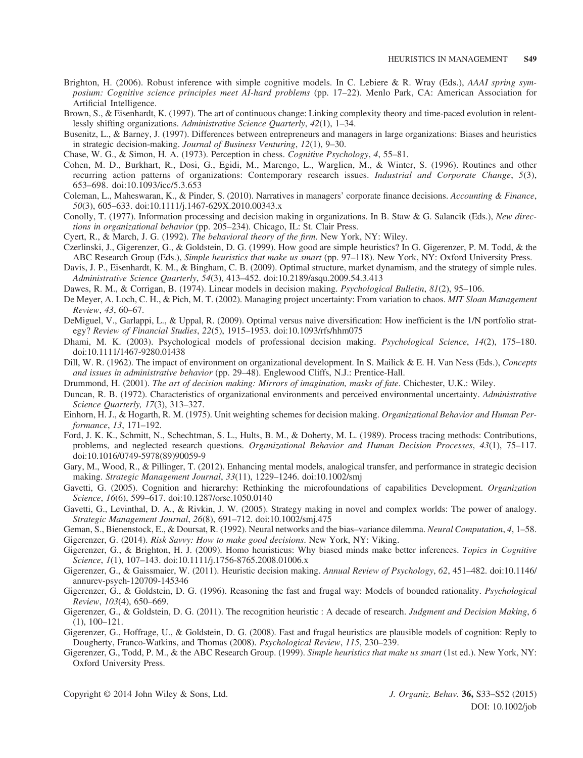Brighton, H. (2006). Robust inference with simple cognitive models. In C. Lebiere & R. Wray (Eds.), *AAAI spring symposium: Cognitive science principles meet AI-hard problems* (pp. 17–22). Menlo Park, CA: American Association for Artificial Intelligence.

Brown, S., & Eisenhardt, K. (1997). The art of continuous change: Linking complexity theory and time-paced evolution in relentlessly shifting organizations. *Administrative Science Quarterly*, *42*(1), 1–34.

Busenitz, L., & Barney, J. (1997). Differences between entrepreneurs and managers in large organizations: Biases and heuristics in strategic decision-making. *Journal of Business Venturing*, *12*(1), 9–30.

Chase, W. G., & Simon, H. A. (1973). Perception in chess. *Cognitive Psychology*, *4*, 55–81.

Cohen, M. D., Burkhart, R., Dosi, G., Egidi, M., Marengo, L., Warglien, M., & Winter, S. (1996). Routines and other recurring action patterns of organizations: Contemporary research issues. *Industrial and Corporate Change*, *5*(3), 653–698. doi:10.1093/icc/5.3.653

Coleman, L., Maheswaran, K., & Pinder, S. (2010). Narratives in managers' corporate finance decisions. *Accounting & Finance*, *50*(3), 605–633. doi:10.1111/j.1467-629X.2010.00343.x

Conolly, T. (1977). Information processing and decision making in organizations. In B. Staw & G. Salancik (Eds.), *New directions in organizational behavior* (pp. 205–234). Chicago, IL: St. Clair Press.

Cyert, R., & March, J. G. (1992). *The behavioral theory of the firm*. New York, NY: Wiley.

Czerlinski, J., Gigerenzer, G., & Goldstein, D. G. (1999). How good are simple heuristics? In G. Gigerenzer, P. M. Todd, & the ABC Research Group (Eds.), *Simple heuristics that make us smart* (pp. 97–118). New York, NY: Oxford University Press.

Davis, J. P., Eisenhardt, K. M., & Bingham, C. B. (2009). Optimal structure, market dynamism, and the strategy of simple rules. *Administrative Science Quarterly*, *54*(3), 413–452. doi:10.2189/asqu.2009.54.3.413

Dawes, R. M., & Corrigan, B. (1974). Linear models in decision making. *Psychological Bulletin*, *81*(2), 95–106.

De Meyer, A. Loch, C. H., & Pich, M. T. (2002). Managing project uncertainty: From variation to chaos. *MIT Sloan Management Review*, *43*, 60–67.

DeMiguel, V., Garlappi, L., & Uppal, R. (2009). Optimal versus naive diversification: How inefficient is the 1/N portfolio strategy? *Review of Financial Studies*, *22*(5), 1915–1953. doi:10.1093/rfs/hhm075

Dhami, M. K. (2003). Psychological models of professional decision making. *Psychological Science*, *14*(2), 175–180. doi:10.1111/1467-9280.01438

Dill, W. R. (1962). The impact of environment on organizational development. In S. Mailick & E. H. Van Ness (Eds.), *Concepts and issues in administrative behavior* (pp. 29–48). Englewood Cliffs, N.J.: Prentice-Hall.

Drummond, H. (2001). *The art of decision making: Mirrors of imagination, masks of fate*. Chichester, U.K.: Wiley.

Duncan, R. B. (1972). Characteristics of organizational environments and perceived environmental uncertainty. *Administrative Science Quarterly, 17*(3), 313–327.

Einhorn, H. J., & Hogarth, R. M. (1975). Unit weighting schemes for decision making. *Organizational Behavior and Human Performance*, *13*, 171–192.

Ford, J. K. K., Schmitt, N., Schechtman, S. L., Hults, B. M., & Doherty, M. L. (1989). Process tracing methods: Contributions, problems, and neglected research questions. *Organizational Behavior and Human Decision Processes*, *43*(1), 75–117. doi:10.1016/0749-5978(89)90059-9

Gary, M., Wood, R., & Pillinger, T. (2012). Enhancing mental models, analogical transfer, and performance in strategic decision making. *Strategic Management Journal*, *33*(11), 1229–1246. doi:10.1002/smj

Gavetti, G. (2005). Cognition and hierarchy: Rethinking the microfoundations of capabilities Development. *Organization Science*, *16*(6), 599–617. doi:10.1287/orsc.1050.0140

Gavetti, G., Levinthal, D. A., & Rivkin, J. W. (2005). Strategy making in novel and complex worlds: The power of analogy. *Strategic Management Journal*, *26*(8), 691–712. doi:10.1002/smj.475

Geman, S., Bienenstock, E., & Doursat, R. (1992). Neural networks and the bias–variance dilemma. *Neural Computation*, *4*, 1–58.

Gigerenzer, G. (2014). *Risk Savvy: How to make good decisions*. New York, NY: Viking.

Gigerenzer, G., & Brighton, H. J. (2009). Homo heuristicus: Why biased minds make better inferences. *Topics in Cognitive Science*, *1*(1), 107–143. doi:10.1111/j.1756-8765.2008.01006.x

Gigerenzer, G., & Gaissmaier, W. (2011). Heuristic decision making. *Annual Review of Psychology*, *62*, 451–482. doi:10.1146/annurev-psych-120709-145346

Gigerenzer, G., & Goldstein, D. G. (1996). Reasoning the fast and frugal way: Models of bounded rationality. *Psychological Review*, *103*(4), 650–669.

Gigerenzer, G., & Goldstein, D. G. (2011). The recognition heuristic : A decade of research. *Judgment and Decision Making*, *6* (1), 100–121.

Gigerenzer, G., Hoffrage, U., & Goldstein, D. G. (2008). Fast and frugal heuristics are plausible models of cognition: Reply to Dougherty, Franco-Watkins, and Thomas (2008). *Psychological Review*, *115*, 230–239.

Gigerenzer, G., Todd, P. M., & the ABC Research Group. (1999). *Simple heuristics that make us smart* (1st ed.). New York, NY: Oxford University Press.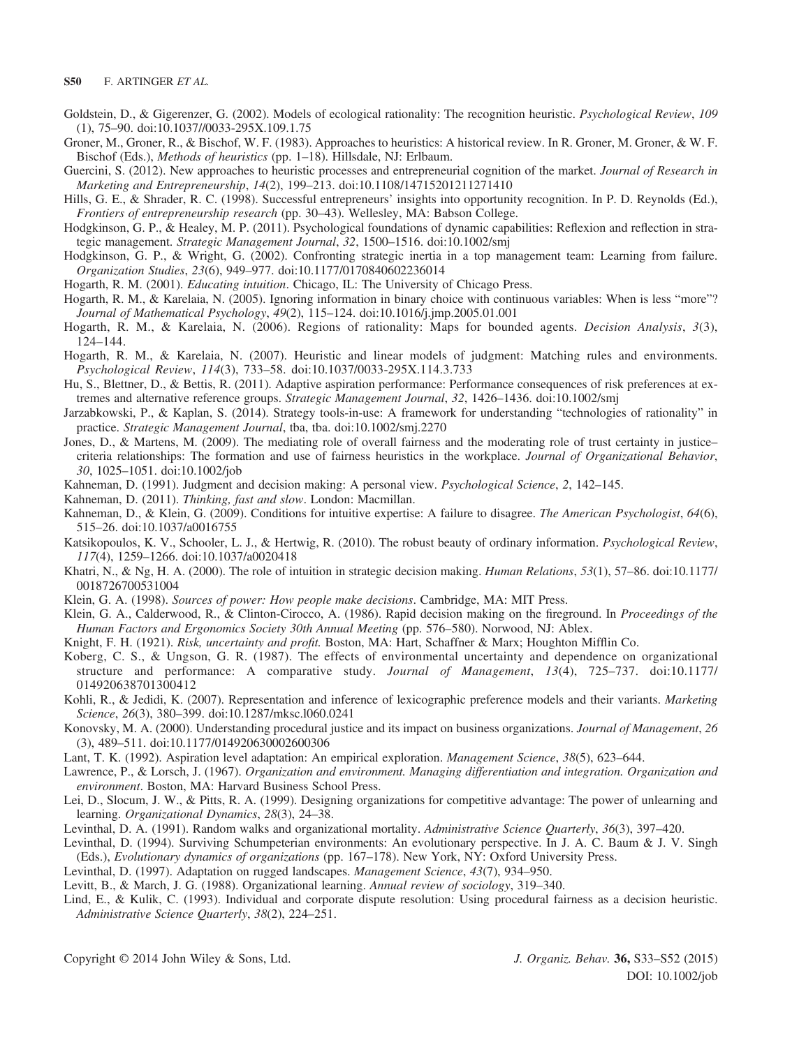Goldstein, D., & Gigerenzer, G. (2002). Models of ecological rationality: The recognition heuristic. *Psychological Review*, *109* (1), 75–90. doi:10.1037//0033-295X.109.1.75

Groner, M., Groner, R., & Bischof, W. F. (1983). Approaches to heuristics: A historical review. In R. Groner, M. Groner, & W. F. Bischof (Eds.), *Methods of heuristics* (pp. 1–18). Hillsdale, NJ: Erlbaum.

Guercini, S. (2012). New approaches to heuristic processes and entrepreneurial cognition of the market. *Journal of Research in Marketing and Entrepreneurship*, *14*(2), 199–213. doi:10.1108/14715201211271410

Hills, G. E., & Shrader, R. C. (1998). Successful entrepreneurs' insights into opportunity recognition. In P. D. Reynolds (Ed.), *Frontiers of entrepreneurship research* (pp. 30–43). Wellesley, MA: Babson College.

Hodgkinson, G. P., & Healey, M. P. (2011). Psychological foundations of dynamic capabilities: Reflexion and reflection in strategic management. *Strategic Management Journal*, *32*, 1500–1516. doi:10.1002/smj

Hodgkinson, G. P., & Wright, G. (2002). Confronting strategic inertia in a top management team: Learning from failure. *Organization Studies*, *23*(6), 949–977. doi:10.1177/0170840602236014

Hogarth, R. M. (2001). *Educating intuition*. Chicago, IL: The University of Chicago Press.

Hogarth, R. M., & Karelaia, N. (2005). Ignoring information in binary choice with continuous variables: When is less "more"? *Journal of Mathematical Psychology*, *49*(2), 115–124. doi:10.1016/j.jmp.2005.01.001

Hogarth, R. M., & Karelaia, N. (2006). Regions of rationality: Maps for bounded agents. *Decision Analysis*, *3*(3), 124–144.

Hogarth, R. M., & Karelaia, N. (2007). Heuristic and linear models of judgment: Matching rules and environments. *Psychological Review*, *114*(3), 733–58. doi:10.1037/0033-295X.114.3.733

Hu, S., Blettner, D., & Bettis, R. (2011). Adaptive aspiration performance: Performance consequences of risk preferences at extremes and alternative reference groups. *Strategic Management Journal*, *32*, 1426–1436. doi:10.1002/smj

Jarzabkowski, P., & Kaplan, S. (2014). Strategy tools-in-use: A framework for understanding "technologies of rationality" in practice. *Strategic Management Journal*, tba, tba. doi:10.1002/smj.2270

Jones, D., & Martens, M. (2009). The mediating role of overall fairness and the moderating role of trust certainty in justice–criteria relationships: The formation and use of fairness heuristics in the workplace. *Journal of Organizational Behavior*, *30*, 1025–1051. doi:10.1002/job

Kahneman, D. (1991). Judgment and decision making: A personal view. *Psychological Science*, *2*, 142–145.

Kahneman, D. (2011). *Thinking, fast and slow*. London: Macmillan.

Kahneman, D., & Klein, G. (2009). Conditions for intuitive expertise: A failure to disagree. *The American Psychologist*, *64*(6), 515–26. doi:10.1037/a0016755

Katsikopoulos, K. V., Schooler, L. J., & Hertwig, R. (2010). The robust beauty of ordinary information. *Psychological Review*, *117*(4), 1259–1266. doi:10.1037/a0020418

Khatri, N., & Ng, H. A. (2000). The role of intuition in strategic decision making. *Human Relations*, *53*(1), 57–86. doi:10.1177/0018726700531004

Klein, G. A. (1998). *Sources of power: How people make decisions*. Cambridge, MA: MIT Press.

Klein, G. A., Calderwood, R., & Clinton-Cirocco, A. (1986). Rapid decision making on the fireground. In *Proceedings of the Human Factors and Ergonomics Society 30th Annual Meeting* (pp. 576–580). Norwood, NJ: Ablex.

Knight, F. H. (1921). *Risk, uncertainty and profit.* Boston, MA: Hart, Schaffner & Marx; Houghton Mifflin Co.

Koberg, C. S., & Ungson, G. R. (1987). The effects of environmental uncertainty and dependence on organizational structure and performance: A comparative study. *Journal of Management*, *13*(4), 725–737. doi:10.1177/014920638701300412

Kohli, R., & Jedidi, K. (2007). Representation and inference of lexicographic preference models and their variants. *Marketing Science*, *26*(3), 380–399. doi:10.1287/mksc.l060.0241

Konovsky, M. A. (2000). Understanding procedural justice and its impact on business organizations. *Journal of Management*, *26* (3), 489–511. doi:10.1177/014920630002600306

Lant, T. K. (1992). Aspiration level adaptation: An empirical exploration. *Management Science*, *38*(5), 623–644.

Lawrence, P., & Lorsch, J. (1967). *Organization and environment. Managing differentiation and integration. Organization and environment*. Boston, MA: Harvard Business School Press.

Lei, D., Slocum, J. W., & Pitts, R. A. (1999). Designing organizations for competitive advantage: The power of unlearning and learning. *Organizational Dynamics*, *28*(3), 24–38.

Levinthal, D. A. (1991). Random walks and organizational mortality. *Administrative Science Quarterly*, *36*(3), 397–420.

Levinthal, D. (1994). Surviving Schumpeterian environments: An evolutionary perspective. In J. A. C. Baum & J. V. Singh (Eds.), *Evolutionary dynamics of organizations* (pp. 167–178). New York, NY: Oxford University Press.

Levinthal, D. (1997). Adaptation on rugged landscapes. *Management Science*, *43*(7), 934–950.

Levitt, B., & March, J. G. (1988). Organizational learning. *Annual review of sociology*, 319–340.

Lind, E., & Kulik, C. (1993). Individual and corporate dispute resolution: Using procedural fairness as a decision heuristic. *Administrative Science Quarterly*, *38*(2), 224–251.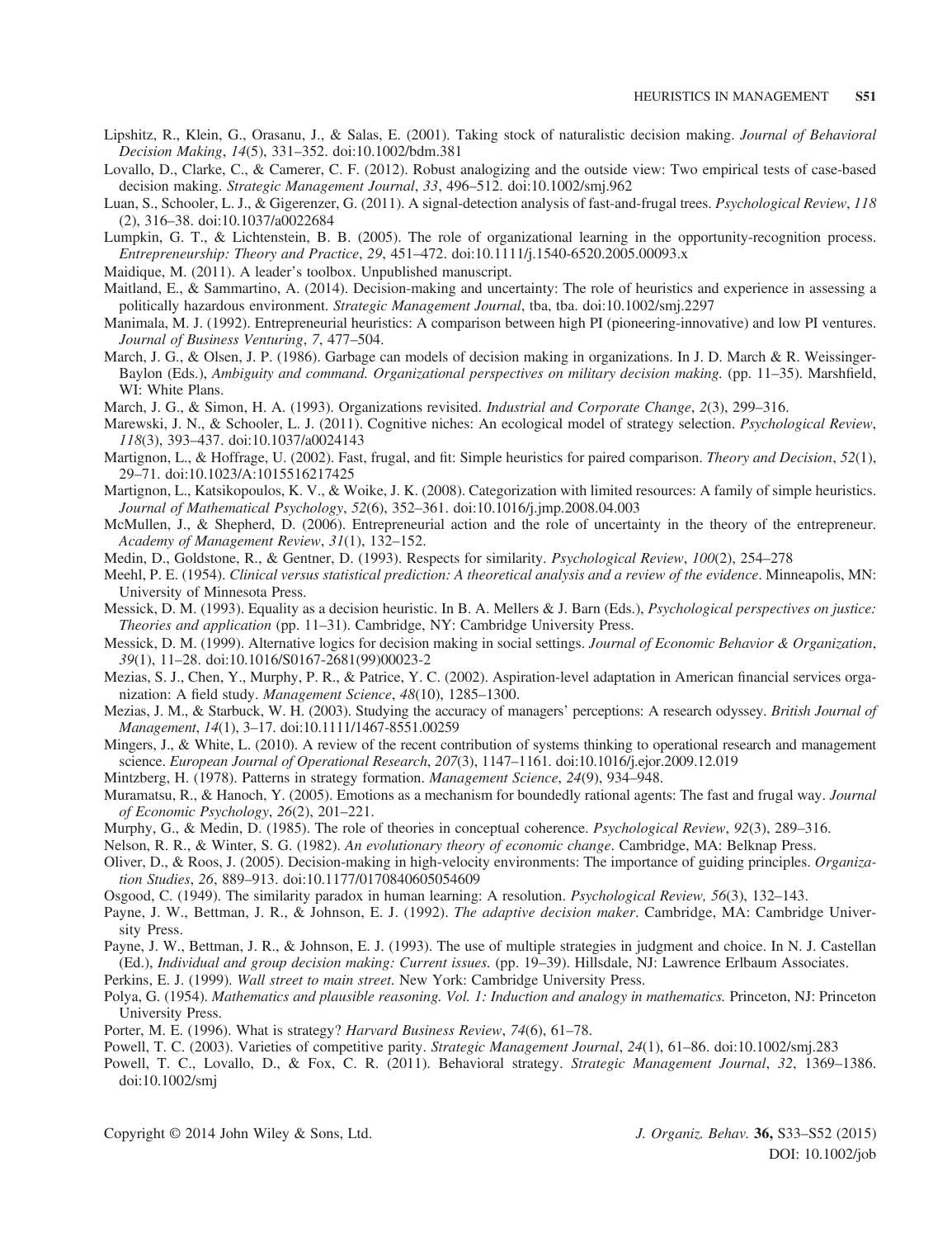Lipshitz, R., Klein, G., Orasanu, J., & Salas, E. (2001). Taking stock of naturalistic decision making. *Journal of Behavioral Decision Making*, *14*(5), 331–352. doi:10.1002/bdm.381

Lovallo, D., Clarke, C., & Camerer, C. F. (2012). Robust analogizing and the outside view: Two empirical tests of case-based decision making. *Strategic Management Journal*, *33*, 496–512. doi:10.1002/smj.962

Luan, S., Schooler, L. J., & Gigerenzer, G. (2011). A signal-detection analysis of fast-and-frugal trees. *Psychological Review*, *118* (2), 316–38. doi:10.1037/a0022684

Lumpkin, G. T., & Lichtenstein, B. B. (2005). The role of organizational learning in the opportunity-recognition process. *Entrepreneurship: Theory and Practice*, *29*, 451–472. doi:10.1111/j.1540-6520.2005.00093.x

Maidique, M. (2011). A leader's toolbox. Unpublished manuscript.

Maitland, E., & Sammartino, A. (2014). Decision-making and uncertainty: The role of heuristics and experience in assessing a politically hazardous environment. *Strategic Management Journal*, tba, tba. doi:10.1002/smj.2297

Manimala, M. J. (1992). Entrepreneurial heuristics: A comparison between high PI (pioneering-innovative) and low PI ventures. *Journal of Business Venturing*, *7*, 477–504.

March, J. G., & Olsen, J. P. (1986). Garbage can models of decision making in organizations. In J. D. March & R. Weissinger-Baylon (Eds.), *Ambiguity and command. Organizational perspectives on military decision making.* (pp. 11–35). Marshfield, WI: White Plans.

March, J. G., & Simon, H. A. (1993). Organizations revisited. *Industrial and Corporate Change*, *2*(3), 299–316.

Marewski, J. N., & Schooler, L. J. (2011). Cognitive niches: An ecological model of strategy selection. *Psychological Review*, *118*(3), 393–437. doi:10.1037/a0024143

Martignon, L., & Hoffrage, U. (2002). Fast, frugal, and fit: Simple heuristics for paired comparison. *Theory and Decision*, *52*(1), 29–71. doi:10.1023/A:1015516217425

Martignon, L., Katsikopoulos, K. V., & Woike, J. K. (2008). Categorization with limited resources: A family of simple heuristics. *Journal of Mathematical Psychology*, *52*(6), 352–361. doi:10.1016/j.jmp.2008.04.003

McMullen, J., & Shepherd, D. (2006). Entrepreneurial action and the role of uncertainty in the theory of the entrepreneur. *Academy of Management Review*, *31*(1), 132–152.

Medin, D., Goldstone, R., & Gentner, D. (1993). Respects for similarity. *Psychological Review*, *100*(2), 254–278

Meehl, P. E. (1954). *Clinical versus statistical prediction: A theoretical analysis and a review of the evidence*. Minneapolis, MN: University of Minnesota Press.

Messick, D. M. (1993). Equality as a decision heuristic. In B. A. Mellers & J. Barn (Eds.), *Psychological perspectives on justice: Theories and application* (pp. 11–31). Cambridge, NY: Cambridge University Press.

Messick, D. M. (1999). Alternative logics for decision making in social settings. *Journal of Economic Behavior & Organization*, *39*(1), 11–28. doi:10.1016/S0167-2681(99)00023-2

Mezias, S. J., Chen, Y., Murphy, P. R., & Patrice, Y. C. (2002). Aspiration-level adaptation in American financial services organization: A field study. *Management Science*, *48*(10), 1285–1300.

Mezias, J. M., & Starbuck, W. H. (2003). Studying the accuracy of managers' perceptions: A research odyssey. *British Journal of Management*, *14*(1), 3–17. doi:10.1111/1467-8551.00259

Mingers, J., & White, L. (2010). A review of the recent contribution of systems thinking to operational research and management science. *European Journal of Operational Research*, *207*(3), 1147–1161. doi:10.1016/j.ejor.2009.12.019

Mintzberg, H. (1978). Patterns in strategy formation. *Management Science*, *24*(9), 934–948.

Muramatsu, R., & Hanoch, Y. (2005). Emotions as a mechanism for boundedly rational agents: The fast and frugal way. *Journal of Economic Psychology*, *26*(2), 201–221.

Murphy, G., & Medin, D. (1985). The role of theories in conceptual coherence. *Psychological Review*, *92*(3), 289–316.

Nelson, R. R., & Winter, S. G. (1982). *An evolutionary theory of economic change*. Cambridge, MA: Belknap Press.

Oliver, D., & Roos, J. (2005). Decision-making in high-velocity environments: The importance of guiding principles. *Organization Studies*, *26*, 889–913. doi:10.1177/0170840605054609

Osgood, C. (1949). The similarity paradox in human learning: A resolution. *Psychological Review, 56*(3), 132–143.

Payne, J. W., Bettman, J. R., & Johnson, E. J. (1992). *The adaptive decision maker*. Cambridge, MA: Cambridge University Press.

Payne, J. W., Bettman, J. R., & Johnson, E. J. (1993). The use of multiple strategies in judgment and choice. In N. J. Castellan (Ed.), *Individual and group decision making: Current issues.* (pp. 19–39). Hillsdale, NJ: Lawrence Erlbaum Associates.

Perkins, E. J. (1999). *Wall street to main street*. New York: Cambridge University Press.

Polya, G. (1954). *Mathematics and plausible reasoning. Vol. 1: Induction and analogy in mathematics.* Princeton, NJ: Princeton University Press.

Porter, M. E. (1996). What is strategy? *Harvard Business Review*, *74*(6), 61–78.

Powell, T. C. (2003). Varieties of competitive parity. *Strategic Management Journal*, *24*(1), 61–86. doi:10.1002/smj.283

Powell, T. C., Lovallo, D., & Fox, C. R. (2011). Behavioral strategy. *Strategic Management Journal*, *32*, 1369–1386. doi:10.1002/smj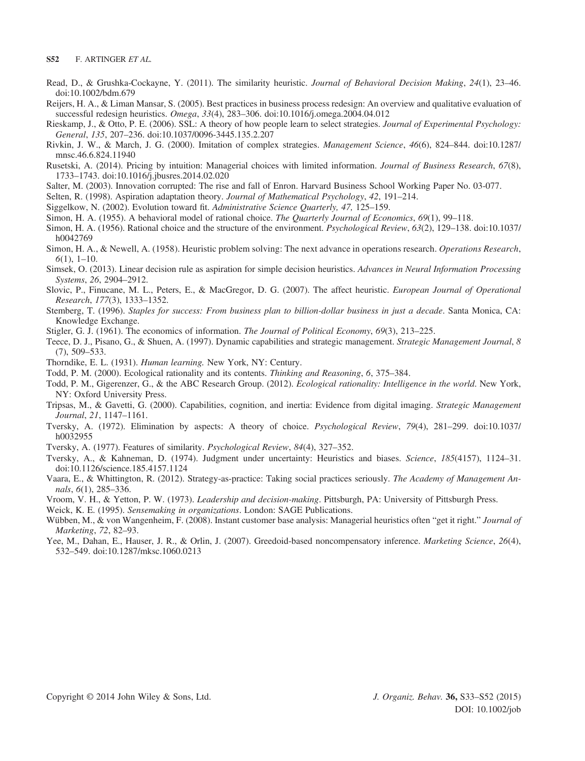Read, D., & Grushka-Cockayne, Y. (2011). The similarity heuristic. *Journal of Behavioral Decision Making*, *24*(1), 23–46. doi:10.1002/bdm.679

Reijers, H. A., & Liman Mansar, S. (2005). Best practices in business process redesign: An overview and qualitative evaluation of successful redesign heuristics. *Omega*, *33*(4), 283–306. doi:10.1016/j.omega.2004.04.012

Rieskamp, J., & Otto, P. E. (2006). SSL: A theory of how people learn to select strategies. *Journal of Experimental Psychology: General*, *135*, 207–236. doi:10.1037/0096-3445.135.2.207

Rivkin, J. W., & March, J. G. (2000). Imitation of complex strategies. *Management Science*, *46*(6), 824–844. doi:10.1287/mnsc.46.6.824.11940

Rusetski, A. (2014). Pricing by intuition: Managerial choices with limited information. *Journal of Business Research*, *67*(8), 1733–1743. doi:10.1016/j.jbusres.2014.02.020

Salter, M. (2003). Innovation corrupted: The rise and fall of Enron. Harvard Business School Working Paper No. 03-077.

Selten, R. (1998). Aspiration adaptation theory. *Journal of Mathematical Psychology*, *42*, 191–214.

Siggelkow, N. (2002). Evolution toward fit. *Administrative Science Quarterly, 47,* 125–159.

Simon, H. A. (1955). A behavioral model of rational choice. *The Quarterly Journal of Economics*, *69*(1), 99–118.

Simon, H. A. (1956). Rational choice and the structure of the environment. *Psychological Review*, *63*(2), 129–138. doi:10.1037/h0042769

Simon, H. A., & Newell, A. (1958). Heuristic problem solving: The next advance in operations research. *Operations Research*, *6*(1), 1–10.

Simsek, O. (2013). Linear decision rule as aspiration for simple decision heuristics. *Advances in Neural Information Processing Systems*, *26*, 2904–2912.

Slovic, P., Finucane, M. L., Peters, E., & MacGregor, D. G. (2007). The affect heuristic. *European Journal of Operational Research*, *177*(3), 1333–1352.

Stemberg, T. (1996). *Staples for success: From business plan to billion-dollar business in just a decade*. Santa Monica, CA: Knowledge Exchange.

Stigler, G. J. (1961). The economics of information. *The Journal of Political Economy*, *69*(3), 213–225.

Teece, D. J., Pisano, G., & Shuen, A. (1997). Dynamic capabilities and strategic management. *Strategic Management Journal*, *8* (7), 509–533.

Thorndike, E. L. (1931). *Human learning.* New York, NY: Century.

Todd, P. M. (2000). Ecological rationality and its contents. *Thinking and Reasoning*, *6*, 375–384.

Todd, P. M., Gigerenzer, G., & the ABC Research Group. (2012). *Ecological rationality: Intelligence in the world*. New York, NY: Oxford University Press.

Tripsas, M., & Gavetti, G. (2000). Capabilities, cognition, and inertia: Evidence from digital imaging. *Strategic Management Journal*, *21*, 1147–1161.

Tversky, A. (1972). Elimination by aspects: A theory of choice. *Psychological Review*, *79*(4), 281–299. doi:10.1037/h0032955

Tversky, A. (1977). Features of similarity. *Psychological Review*, *84*(4), 327–352.

Tversky, A., & Kahneman, D. (1974). Judgment under uncertainty: Heuristics and biases. *Science*, *185*(4157), 1124–31. doi:10.1126/science.185.4157.1124

Vaara, E., & Whittington, R. (2012). Strategy-as-practice: Taking social practices seriously. *The Academy of Management Annals*, *6*(1), 285–336.

Vroom, V. H., & Yetton, P. W. (1973). *Leadership and decision-making*. Pittsburgh, PA: University of Pittsburgh Press.

Weick, K. E. (1995). *Sensemaking in organizations*. London: SAGE Publications.

Wübben, M., & von Wangenheim, F. (2008). Instant customer base analysis: Managerial heuristics often "get it right." *Journal of Marketing*, *72*, 82–93.

Yee, M., Dahan, E., Hauser, J. R., & Orlin, J. (2007). Greedoid-based noncompensatory inference. *Marketing Science*, *26*(4), 532–549. doi:10.1287/mksc.1060.0213